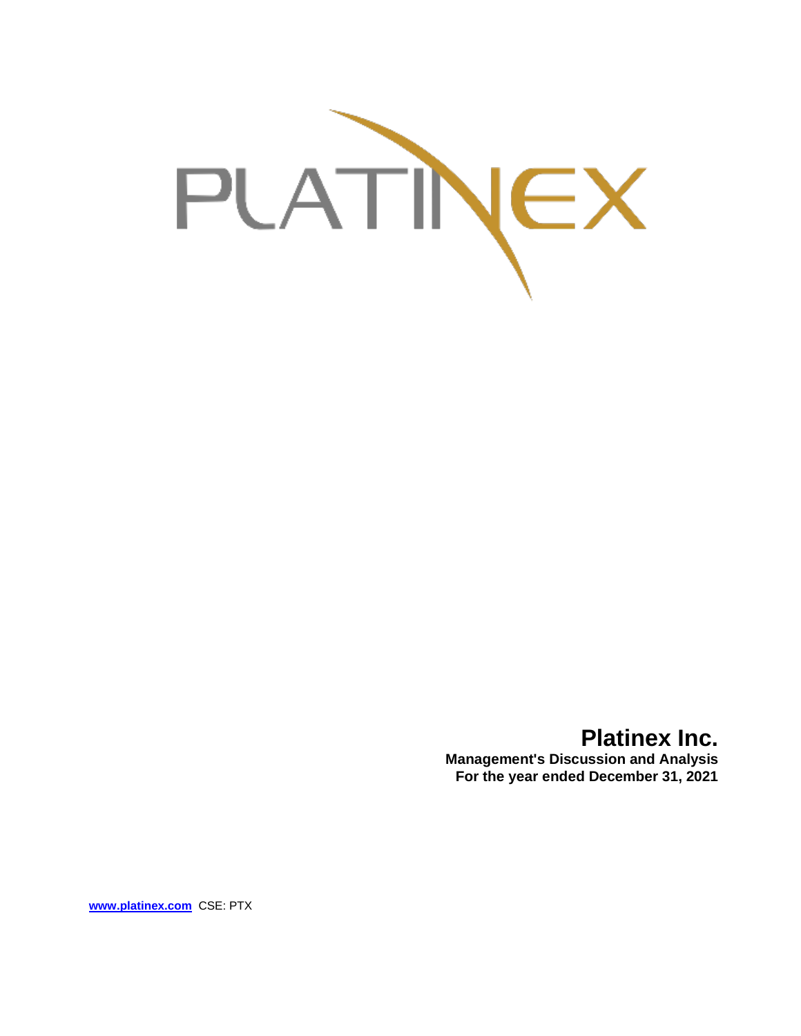PLATINEX

# Platinex Inc.

**Management's Discussion and Analysis**
**For the year ended December 31, 2021**

[www.platinex.com](http://www.platinex.com) CSE: PTX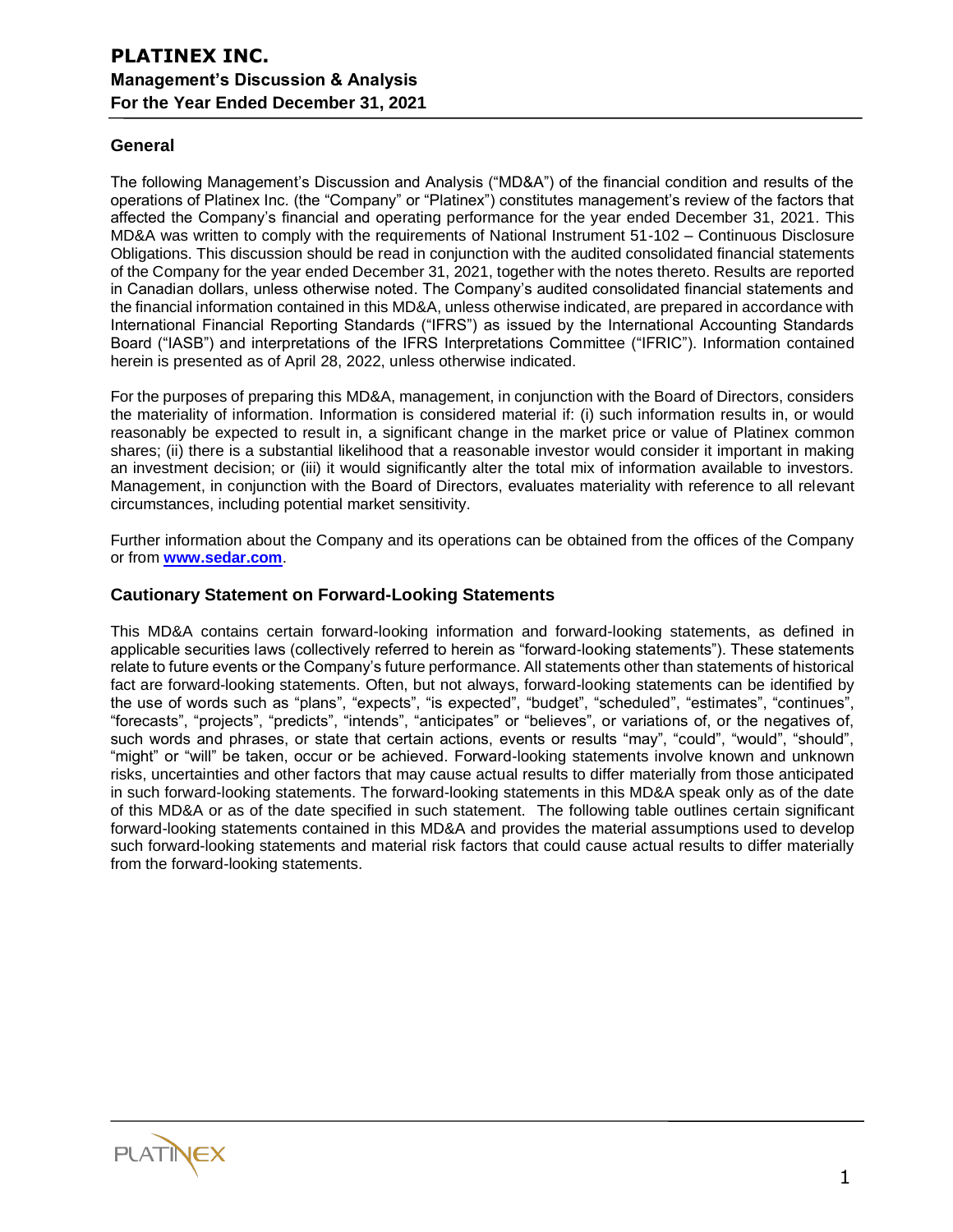## General

The following Management's Discussion and Analysis ("MD&A") of the financial condition and results of the operations of Platinex Inc. (the "Company" or "Platinex") constitutes management's review of the factors that affected the Company's financial and operating performance for the year ended December 31, 2021. This MD&A was written to comply with the requirements of National Instrument 51-102 – Continuous Disclosure Obligations. This discussion should be read in conjunction with the audited consolidated financial statements of the Company for the year ended December 31, 2021, together with the notes thereto. Results are reported in Canadian dollars, unless otherwise noted. The Company's audited consolidated financial statements and the financial information contained in this MD&A, unless otherwise indicated, are prepared in accordance with International Financial Reporting Standards ("IFRS") as issued by the International Accounting Standards Board ("IASB") and interpretations of the IFRS Interpretations Committee ("IFRIC"). Information contained herein is presented as of April 28, 2022, unless otherwise indicated.

For the purposes of preparing this MD&A, management, in conjunction with the Board of Directors, considers the materiality of information. Information is considered material if: (i) such information results in, or would reasonably be expected to result in, a significant change in the market price or value of Platinex common shares; (ii) there is a substantial likelihood that a reasonable investor would consider it important in making an investment decision; or (iii) it would significantly alter the total mix of information available to investors. Management, in conjunction with the Board of Directors, evaluates materiality with reference to all relevant circumstances, including potential market sensitivity.

Further information about the Company and its operations can be obtained from the offices of the Company or from **www.sedar.com**.

## Cautionary Statement on Forward-Looking Statements

This MD&A contains certain forward-looking information and forward-looking statements, as defined in applicable securities laws (collectively referred to herein as "forward-looking statements"). These statements relate to future events or the Company's future performance. All statements other than statements of historical fact are forward-looking statements. Often, but not always, forward-looking statements can be identified by the use of words such as "plans", "expects", "is expected", "budget", "scheduled", "estimates", "continues", "forecasts", "projects", "predicts", "intends", "anticipates" or "believes", or variations of, or the negatives of, such words and phrases, or state that certain actions, events or results "may", "could", "would", "should", "might" or "will" be taken, occur or be achieved. Forward-looking statements involve known and unknown risks, uncertainties and other factors that may cause actual results to differ materially from those anticipated in such forward-looking statements. The forward-looking statements in this MD&A speak only as of the date of this MD&A or as of the date specified in such statement. The following table outlines certain significant forward-looking statements contained in this MD&A and provides the material assumptions used to develop such forward-looking statements and material risk factors that could cause actual results to differ materially from the forward-looking statements.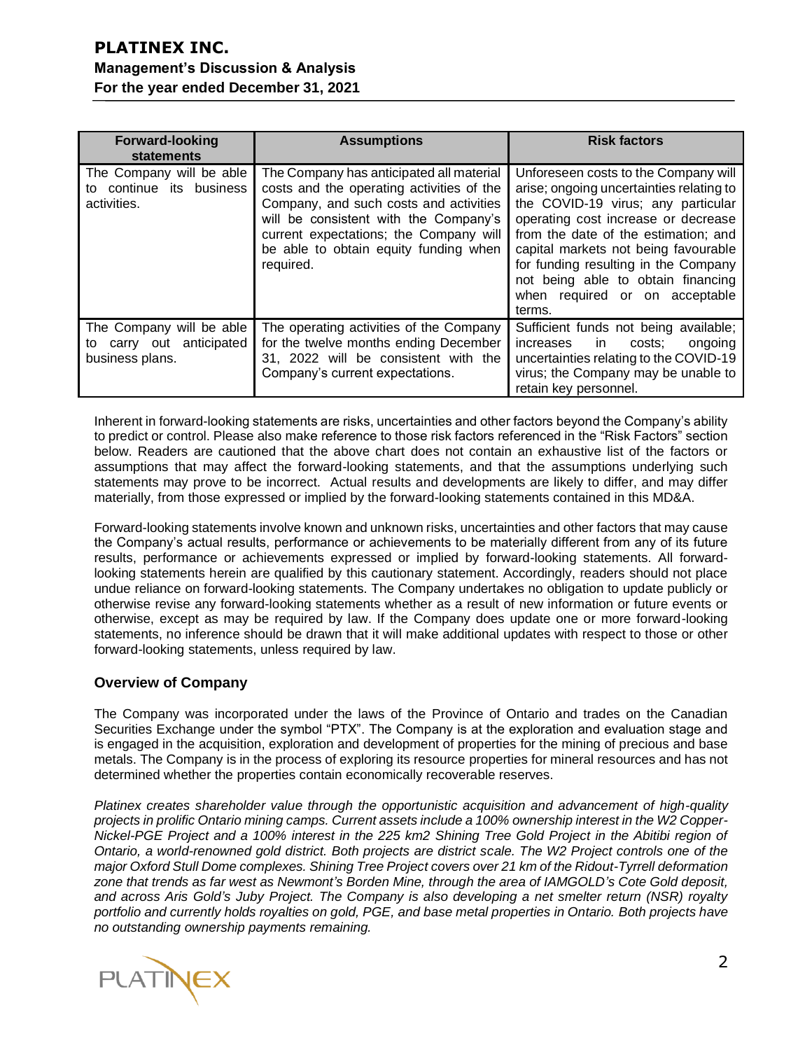| Forward-looking statements | Assumptions | Risk factors |
|---|---|---|
| The Company will be able to continue its business activities. | The Company has anticipated all material costs and the operating activities of the Company, and such costs and activities will be consistent with the Company's current expectations; the Company will be able to obtain equity funding when required. | Unforeseen costs to the Company will arise; ongoing uncertainties relating to the COVID-19 virus; any particular operating cost increase or decrease from the date of the estimation; and capital markets not being favourable for funding resulting in the Company not being able to obtain financing when required or on acceptable terms. |
| The Company will be able to carry out anticipated business plans. | The operating activities of the Company for the twelve months ending December 31, 2022 will be consistent with the Company's current expectations. | Sufficient funds not being available; increases in costs; ongoing uncertainties relating to the COVID-19 virus; the Company may be unable to retain key personnel. |

Inherent in forward-looking statements are risks, uncertainties and other factors beyond the Company's ability to predict or control. Please also make reference to those risk factors referenced in the "Risk Factors" section below. Readers are cautioned that the above chart does not contain an exhaustive list of the factors or assumptions that may affect the forward-looking statements, and that the assumptions underlying such statements may prove to be incorrect. Actual results and developments are likely to differ, and may differ materially, from those expressed or implied by the forward-looking statements contained in this MD&A.

Forward-looking statements involve known and unknown risks, uncertainties and other factors that may cause the Company's actual results, performance or achievements to be materially different from any of its future results, performance or achievements expressed or implied by forward-looking statements. All forward-looking statements herein are qualified by this cautionary statement. Accordingly, readers should not place undue reliance on forward-looking statements. The Company undertakes no obligation to update publicly or otherwise revise any forward-looking statements whether as a result of new information or future events or otherwise, except as may be required by law. If the Company does update one or more forward-looking statements, no inference should be drawn that it will make additional updates with respect to those or other forward-looking statements, unless required by law.

## Overview of Company

The Company was incorporated under the laws of the Province of Ontario and trades on the Canadian Securities Exchange under the symbol "PTX". The Company is at the exploration and evaluation stage and is engaged in the acquisition, exploration and development of properties for the mining of precious and base metals. The Company is in the process of exploring its resource properties for mineral resources and has not determined whether the properties contain economically recoverable reserves.

*Platinex creates shareholder value through the opportunistic acquisition and advancement of high-quality projects in prolific Ontario mining camps. Current assets include a 100% ownership interest in the W2 Copper-Nickel-PGE Project and a 100% interest in the 225 km2 Shining Tree Gold Project in the Abitibi region of Ontario, a world-renowned gold district. Both projects are district scale. The W2 Project controls one of the major Oxford Stull Dome complexes. Shining Tree Project covers over 21 km of the Ridout-Tyrrell deformation zone that trends as far west as Newmont's Borden Mine, through the area of IAMGOLD's Cote Gold deposit, and across Aris Gold's Juby Project. The Company is also developing a net smelter return (NSR) royalty portfolio and currently holds royalties on gold, PGE, and base metal properties in Ontario. Both projects have no outstanding ownership payments remaining.*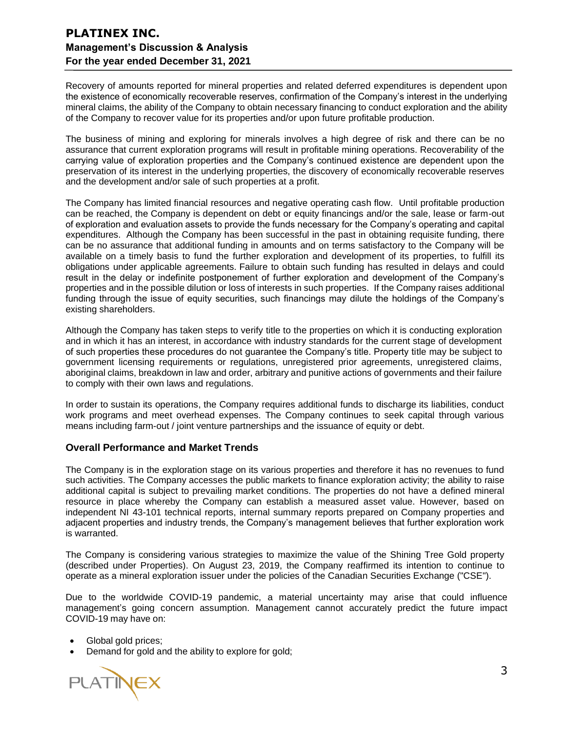Recovery of amounts reported for mineral properties and related deferred expenditures is dependent upon the existence of economically recoverable reserves, confirmation of the Company's interest in the underlying mineral claims, the ability of the Company to obtain necessary financing to conduct exploration and the ability of the Company to recover value for its properties and/or upon future profitable production.

The business of mining and exploring for minerals involves a high degree of risk and there can be no assurance that current exploration programs will result in profitable mining operations. Recoverability of the carrying value of exploration properties and the Company's continued existence are dependent upon the preservation of its interest in the underlying properties, the discovery of economically recoverable reserves and the development and/or sale of such properties at a profit.

The Company has limited financial resources and negative operating cash flow. Until profitable production can be reached, the Company is dependent on debt or equity financings and/or the sale, lease or farm-out of exploration and evaluation assets to provide the funds necessary for the Company's operating and capital expenditures. Although the Company has been successful in the past in obtaining requisite funding, there can be no assurance that additional funding in amounts and on terms satisfactory to the Company will be available on a timely basis to fund the further exploration and development of its properties, to fulfill its obligations under applicable agreements. Failure to obtain such funding has resulted in delays and could result in the delay or indefinite postponement of further exploration and development of the Company's properties and in the possible dilution or loss of interests in such properties. If the Company raises additional funding through the issue of equity securities, such financings may dilute the holdings of the Company's existing shareholders.

Although the Company has taken steps to verify title to the properties on which it is conducting exploration and in which it has an interest, in accordance with industry standards for the current stage of development of such properties these procedures do not guarantee the Company's title. Property title may be subject to government licensing requirements or regulations, unregistered prior agreements, unregistered claims, aboriginal claims, breakdown in law and order, arbitrary and punitive actions of governments and their failure to comply with their own laws and regulations.

In order to sustain its operations, the Company requires additional funds to discharge its liabilities, conduct work programs and meet overhead expenses. The Company continues to seek capital through various means including farm-out / joint venture partnerships and the issuance of equity or debt.

## Overall Performance and Market Trends

The Company is in the exploration stage on its various properties and therefore it has no revenues to fund such activities. The Company accesses the public markets to finance exploration activity; the ability to raise additional capital is subject to prevailing market conditions. The properties do not have a defined mineral resource in place whereby the Company can establish a measured asset value. However, based on independent NI 43-101 technical reports, internal summary reports prepared on Company properties and adjacent properties and industry trends, the Company's management believes that further exploration work is warranted.

The Company is considering various strategies to maximize the value of the Shining Tree Gold property (described under Properties). On August 23, 2019, the Company reaffirmed its intention to continue to operate as a mineral exploration issuer under the policies of the Canadian Securities Exchange ("CSE").

Due to the worldwide COVID-19 pandemic, a material uncertainty may arise that could influence management's going concern assumption. Management cannot accurately predict the future impact COVID-19 may have on:

- Global gold prices;
- Demand for gold and the ability to explore for gold;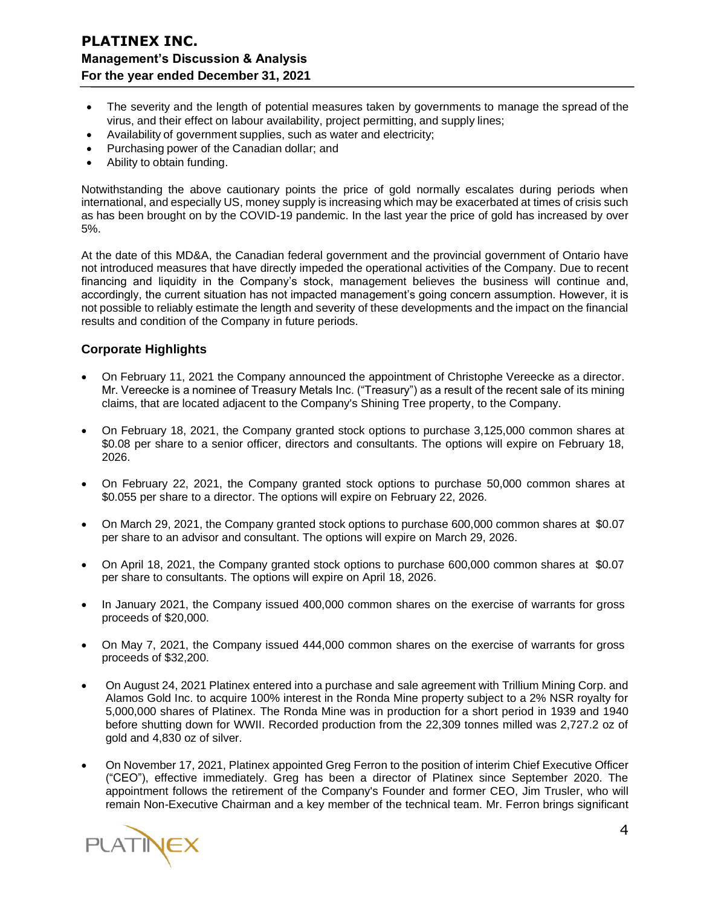- The severity and the length of potential measures taken by governments to manage the spread of the virus, and their effect on labour availability, project permitting, and supply lines;
- Availability of government supplies, such as water and electricity;
- Purchasing power of the Canadian dollar; and
- Ability to obtain funding.

Notwithstanding the above cautionary points the price of gold normally escalates during periods when international, and especially US, money supply is increasing which may be exacerbated at times of crisis such as has been brought on by the COVID-19 pandemic. In the last year the price of gold has increased by over 5%.

At the date of this MD&A, the Canadian federal government and the provincial government of Ontario have not introduced measures that have directly impeded the operational activities of the Company. Due to recent financing and liquidity in the Company's stock, management believes the business will continue and, accordingly, the current situation has not impacted management's going concern assumption. However, it is not possible to reliably estimate the length and severity of these developments and the impact on the financial results and condition of the Company in future periods.

## Corporate Highlights

- On February 11, 2021 the Company announced the appointment of Christophe Vereecke as a director. Mr. Vereecke is a nominee of Treasury Metals Inc. ("Treasury") as a result of the recent sale of its mining claims, that are located adjacent to the Company's Shining Tree property, to the Company.

- On February 18, 2021, the Company granted stock options to purchase 3,125,000 common shares at $0.08 per share to a senior officer, directors and consultants. The options will expire on February 18, 2026.

- On February 22, 2021, the Company granted stock options to purchase 50,000 common shares at $0.055 per share to a director. The options will expire on February 22, 2026.

- On March 29, 2021, the Company granted stock options to purchase 600,000 common shares at $0.07 per share to an advisor and consultant. The options will expire on March 29, 2026.

- On April 18, 2021, the Company granted stock options to purchase 600,000 common shares at $0.07 per share to consultants. The options will expire on April 18, 2026.

- In January 2021, the Company issued 400,000 common shares on the exercise of warrants for gross proceeds of $20,000.

- On May 7, 2021, the Company issued 444,000 common shares on the exercise of warrants for gross proceeds of $32,200.

- On August 24, 2021 Platinex entered into a purchase and sale agreement with Trillium Mining Corp. and Alamos Gold Inc. to acquire 100% interest in the Ronda Mine property subject to a 2% NSR royalty for 5,000,000 shares of Platinex. The Ronda Mine was in production for a short period in 1939 and 1940 before shutting down for WWII. Recorded production from the 22,309 tonnes milled was 2,727.2 oz of gold and 4,830 oz of silver.

- On November 17, 2021, Platinex appointed Greg Ferron to the position of interim Chief Executive Officer ("CEO"), effective immediately. Greg has been a director of Platinex since September 2020. The appointment follows the retirement of the Company's Founder and former CEO, Jim Trusler, who will remain Non-Executive Chairman and a key member of the technical team. Mr. Ferron brings significant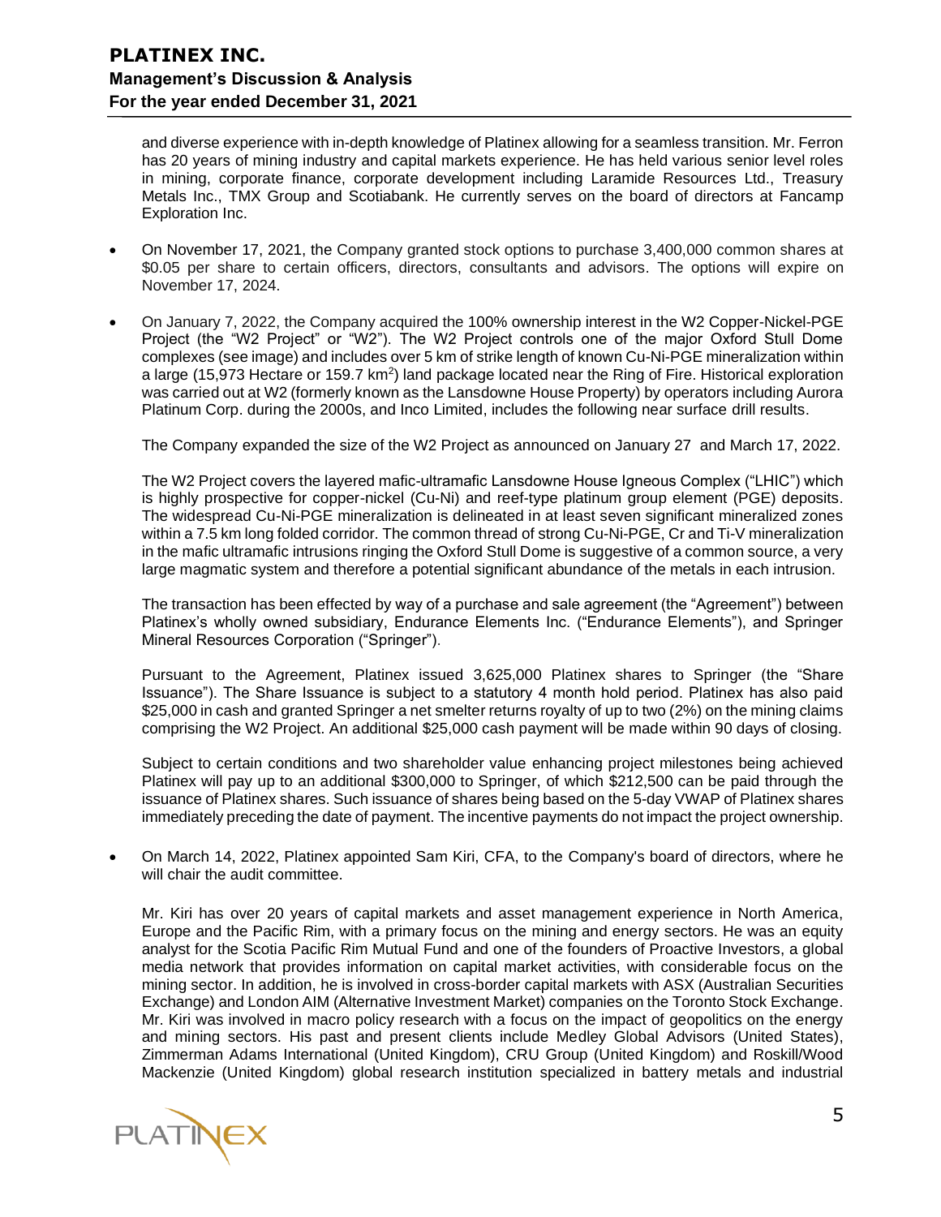and diverse experience with in-depth knowledge of Platinex allowing for a seamless transition. Mr. Ferron has 20 years of mining industry and capital markets experience. He has held various senior level roles in mining, corporate finance, corporate development including Laramide Resources Ltd., Treasury Metals Inc., TMX Group and Scotiabank. He currently serves on the board of directors at Fancamp Exploration Inc.

- On November 17, 2021, the Company granted stock options to purchase 3,400,000 common shares at $0.05 per share to certain officers, directors, consultants and advisors. The options will expire on November 17, 2024.

- On January 7, 2022, the Company acquired the 100% ownership interest in the W2 Copper-Nickel-PGE Project (the "W2 Project" or "W2"). The W2 Project controls one of the major Oxford Stull Dome complexes (see image) and includes over 5 km of strike length of known Cu-Ni-PGE mineralization within a large (15,973 Hectare or 159.7 km$^2$) land package located near the Ring of Fire. Historical exploration was carried out at W2 (formerly known as the Lansdowne House Property) by operators including Aurora Platinum Corp. during the 2000s, and Inco Limited, includes the following near surface drill results.

  The Company expanded the size of the W2 Project as announced on January 27 and March 17, 2022.

  The W2 Project covers the layered mafic-ultramafic Lansdowne House Igneous Complex ("LHIC") which is highly prospective for copper-nickel (Cu-Ni) and reef-type platinum group element (PGE) deposits. The widespread Cu-Ni-PGE mineralization is delineated in at least seven significant mineralized zones within a 7.5 km long folded corridor. The common thread of strong Cu-Ni-PGE, Cr and Ti-V mineralization in the mafic ultramafic intrusions ringing the Oxford Stull Dome is suggestive of a common source, a very large magmatic system and therefore a potential significant abundance of the metals in each intrusion.

  The transaction has been effected by way of a purchase and sale agreement (the "Agreement") between Platinex's wholly owned subsidiary, Endurance Elements Inc. ("Endurance Elements"), and Springer Mineral Resources Corporation ("Springer").

  Pursuant to the Agreement, Platinex issued 3,625,000 Platinex shares to Springer (the "Share Issuance"). The Share Issuance is subject to a statutory 4 month hold period. Platinex has also paid $25,000 in cash and granted Springer a net smelter returns royalty of up to two (2%) on the mining claims comprising the W2 Project. An additional $25,000 cash payment will be made within 90 days of closing.

  Subject to certain conditions and two shareholder value enhancing project milestones being achieved Platinex will pay up to an additional $300,000 to Springer, of which $212,500 can be paid through the issuance of Platinex shares. Such issuance of shares being based on the 5-day VWAP of Platinex shares immediately preceding the date of payment. The incentive payments do not impact the project ownership.

- On March 14, 2022, Platinex appointed Sam Kiri, CFA, to the Company's board of directors, where he will chair the audit committee.

  Mr. Kiri has over 20 years of capital markets and asset management experience in North America, Europe and the Pacific Rim, with a primary focus on the mining and energy sectors. He was an equity analyst for the Scotia Pacific Rim Mutual Fund and one of the founders of Proactive Investors, a global media network that provides information on capital market activities, with considerable focus on the mining sector. In addition, he is involved in cross-border capital markets with ASX (Australian Securities Exchange) and London AIM (Alternative Investment Market) companies on the Toronto Stock Exchange. Mr. Kiri was involved in macro policy research with a focus on the impact of geopolitics on the energy and mining sectors. His past and present clients include Medley Global Advisors (United States), Zimmerman Adams International (United Kingdom), CRU Group (United Kingdom) and Roskill/Wood Mackenzie (United Kingdom) global research institution specialized in battery metals and industrial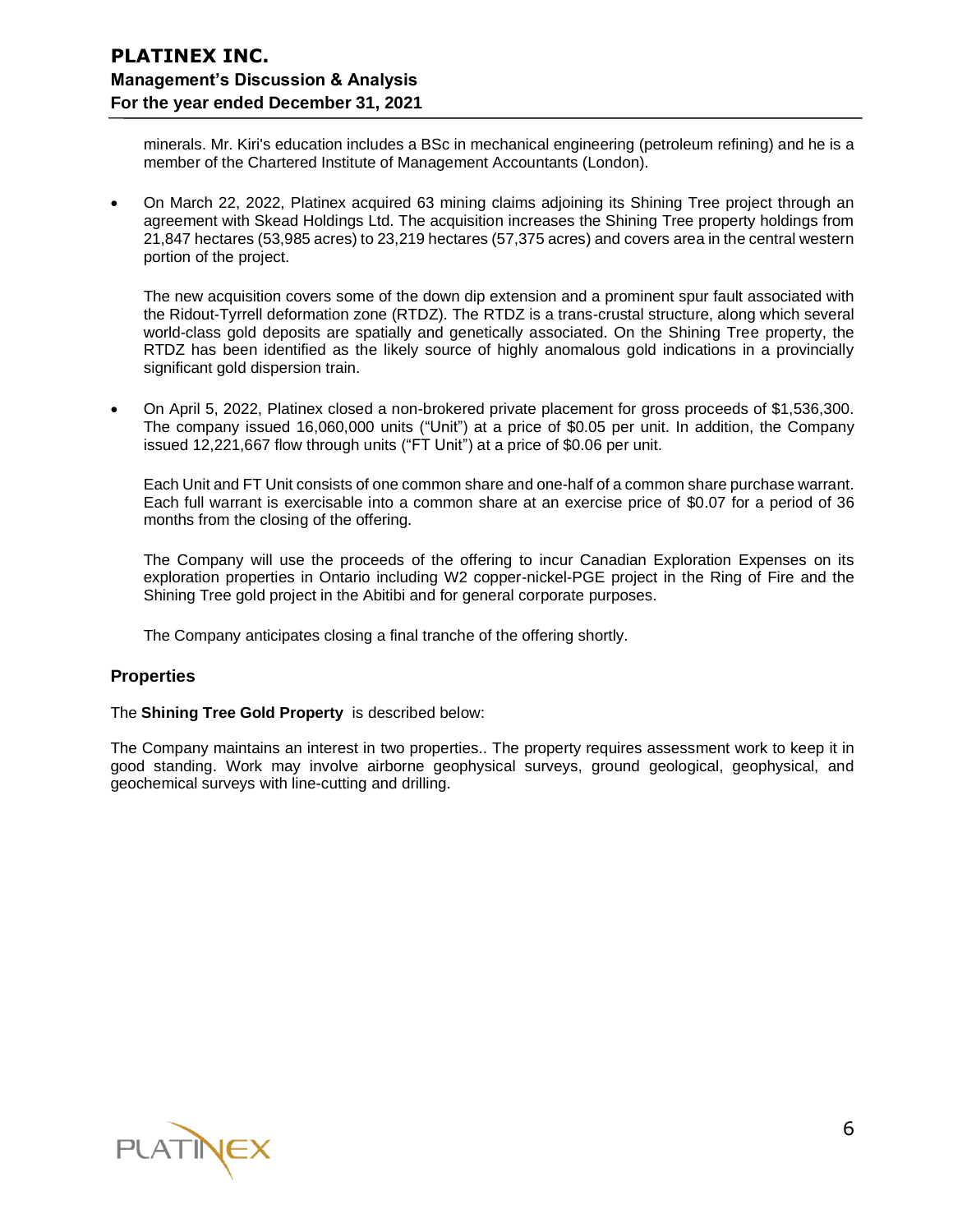minerals. Mr. Kiri's education includes a BSc in mechanical engineering (petroleum refining) and he is a member of the Chartered Institute of Management Accountants (London).

- On March 22, 2022, Platinex acquired 63 mining claims adjoining its Shining Tree project through an agreement with Skead Holdings Ltd. The acquisition increases the Shining Tree property holdings from 21,847 hectares (53,985 acres) to 23,219 hectares (57,375 acres) and covers area in the central western portion of the project.

  The new acquisition covers some of the down dip extension and a prominent spur fault associated with the Ridout-Tyrrell deformation zone (RTDZ). The RTDZ is a trans-crustal structure, along which several world-class gold deposits are spatially and genetically associated. On the Shining Tree property, the RTDZ has been identified as the likely source of highly anomalous gold indications in a provincially significant gold dispersion train.

- On April 5, 2022, Platinex closed a non-brokered private placement for gross proceeds of $1,536,300. The company issued 16,060,000 units ("Unit") at a price of $0.05 per unit. In addition, the Company issued 12,221,667 flow through units ("FT Unit") at a price of $0.06 per unit.

  Each Unit and FT Unit consists of one common share and one-half of a common share purchase warrant. Each full warrant is exercisable into a common share at an exercise price of $0.07 for a period of 36 months from the closing of the offering.

  The Company will use the proceeds of the offering to incur Canadian Exploration Expenses on its exploration properties in Ontario including W2 copper-nickel-PGE project in the Ring of Fire and the Shining Tree gold project in the Abitibi and for general corporate purposes.

  The Company anticipates closing a final tranche of the offering shortly.

## Properties

The **Shining Tree Gold Property** is described below:

The Company maintains an interest in two properties.. The property requires assessment work to keep it in good standing. Work may involve airborne geophysical surveys, ground geological, geophysical, and geochemical surveys with line-cutting and drilling.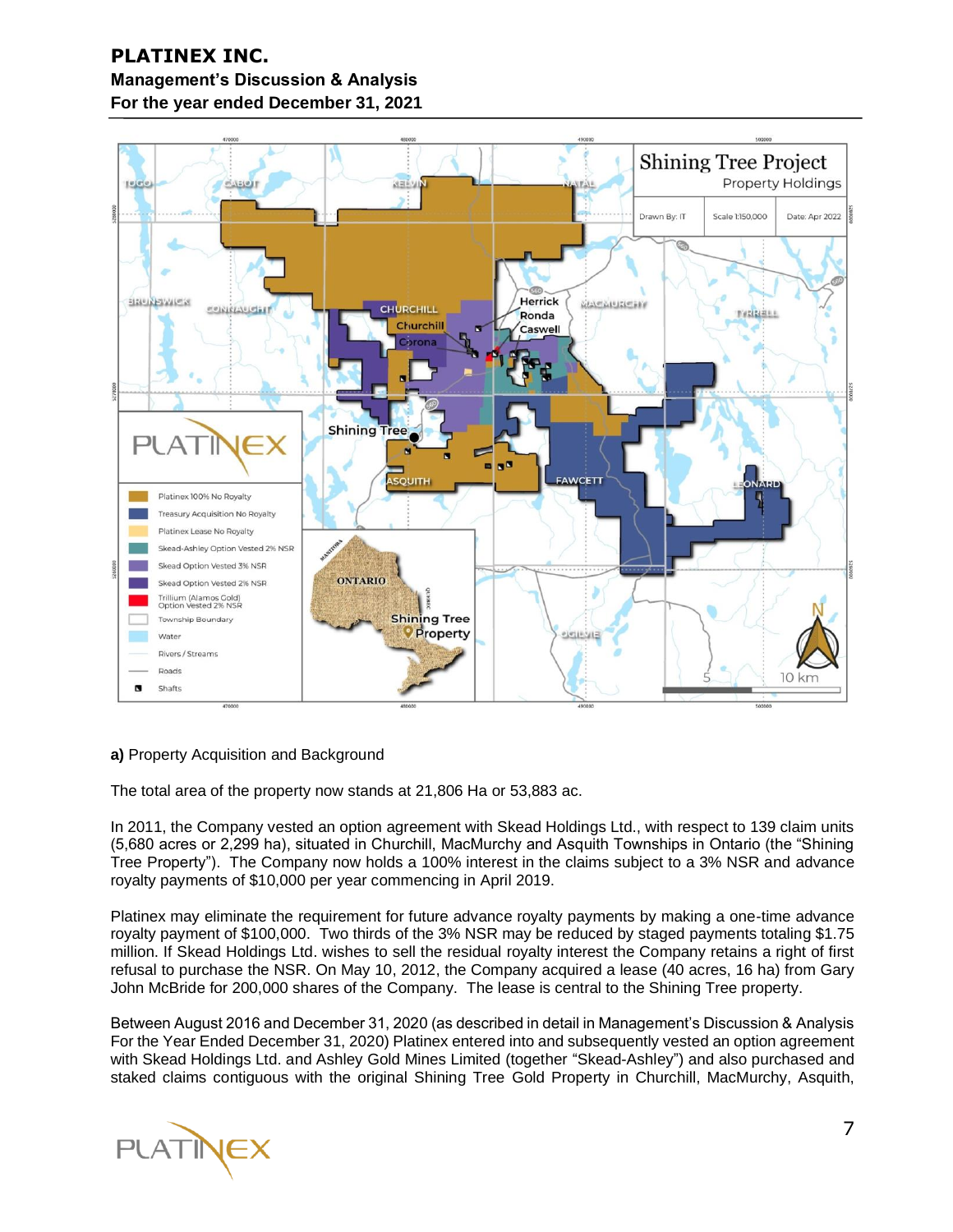**a)** Property Acquisition and Background

The total area of the property now stands at 21,806 Ha or 53,883 ac.

In 2011, the Company vested an option agreement with Skead Holdings Ltd., with respect to 139 claim units (5,680 acres or 2,299 ha), situated in Churchill, MacMurchy and Asquith Townships in Ontario (the "Shining Tree Property"). The Company now holds a 100% interest in the claims subject to a 3% NSR and advance royalty payments of $10,000 per year commencing in April 2019.

Platinex may eliminate the requirement for future advance royalty payments by making a one-time advance royalty payment of $100,000. Two thirds of the 3% NSR may be reduced by staged payments totaling $1.75 million. If Skead Holdings Ltd. wishes to sell the residual royalty interest the Company retains a right of first refusal to purchase the NSR. On May 10, 2012, the Company acquired a lease (40 acres, 16 ha) from Gary John McBride for 200,000 shares of the Company. The lease is central to the Shining Tree property.

Between August 2016 and December 31, 2020 (as described in detail in Management's Discussion & Analysis For the Year Ended December 31, 2020) Platinex entered into and subsequently vested an option agreement with Skead Holdings Ltd. and Ashley Gold Mines Limited (together "Skead-Ashley") and also purchased and staked claims contiguous with the original Shining Tree Gold Property in Churchill, MacMurchy, Asquith,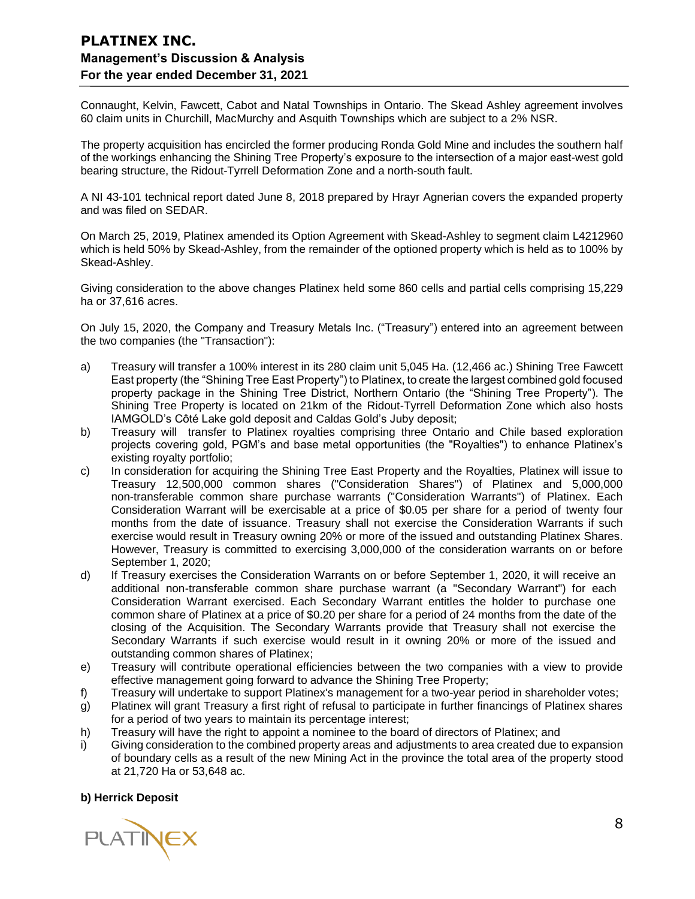Connaught, Kelvin, Fawcett, Cabot and Natal Townships in Ontario. The Skead Ashley agreement involves 60 claim units in Churchill, MacMurchy and Asquith Townships which are subject to a 2% NSR.

The property acquisition has encircled the former producing Ronda Gold Mine and includes the southern half of the workings enhancing the Shining Tree Property's exposure to the intersection of a major east-west gold bearing structure, the Ridout-Tyrrell Deformation Zone and a north-south fault.

A NI 43-101 technical report dated June 8, 2018 prepared by Hrayr Agnerian covers the expanded property and was filed on SEDAR.

On March 25, 2019, Platinex amended its Option Agreement with Skead-Ashley to segment claim L4212960 which is held 50% by Skead-Ashley, from the remainder of the optioned property which is held as to 100% by Skead-Ashley.

Giving consideration to the above changes Platinex held some 860 cells and partial cells comprising 15,229 ha or 37,616 acres.

On July 15, 2020, the Company and Treasury Metals Inc. ("Treasury") entered into an agreement between the two companies (the "Transaction"):

a) Treasury will transfer a 100% interest in its 280 claim unit 5,045 Ha. (12,466 ac.) Shining Tree Fawcett East property (the "Shining Tree East Property") to Platinex, to create the largest combined gold focused property package in the Shining Tree District, Northern Ontario (the "Shining Tree Property"). The Shining Tree Property is located on 21km of the Ridout-Tyrrell Deformation Zone which also hosts IAMGOLD's Côté Lake gold deposit and Caldas Gold's Juby deposit;
b) Treasury will transfer to Platinex royalties comprising three Ontario and Chile based exploration projects covering gold, PGM's and base metal opportunities (the "Royalties") to enhance Platinex's existing royalty portfolio;
c) In consideration for acquiring the Shining Tree East Property and the Royalties, Platinex will issue to Treasury 12,500,000 common shares ("Consideration Shares") of Platinex and 5,000,000 non-transferable common share purchase warrants ("Consideration Warrants") of Platinex. Each Consideration Warrant will be exercisable at a price of $0.05 per share for a period of twenty four months from the date of issuance. Treasury shall not exercise the Consideration Warrants if such exercise would result in Treasury owning 20% or more of the issued and outstanding Platinex Shares. However, Treasury is committed to exercising 3,000,000 of the consideration warrants on or before September 1, 2020;
d) If Treasury exercises the Consideration Warrants on or before September 1, 2020, it will receive an additional non-transferable common share purchase warrant (a "Secondary Warrant") for each Consideration Warrant exercised. Each Secondary Warrant entitles the holder to purchase one common share of Platinex at a price of $0.20 per share for a period of 24 months from the date of the closing of the Acquisition. The Secondary Warrants provide that Treasury shall not exercise the Secondary Warrants if such exercise would result in it owning 20% or more of the issued and outstanding common shares of Platinex;
e) Treasury will contribute operational efficiencies between the two companies with a view to provide effective management going forward to advance the Shining Tree Property;
f) Treasury will undertake to support Platinex's management for a two-year period in shareholder votes;
g) Platinex will grant Treasury a first right of refusal to participate in further financings of Platinex shares for a period of two years to maintain its percentage interest;
h) Treasury will have the right to appoint a nominee to the board of directors of Platinex; and
i) Giving consideration to the combined property areas and adjustments to area created due to expansion of boundary cells as a result of the new Mining Act in the province the total area of the property stood at 21,720 Ha or 53,648 ac.

**b) Herrick Deposit**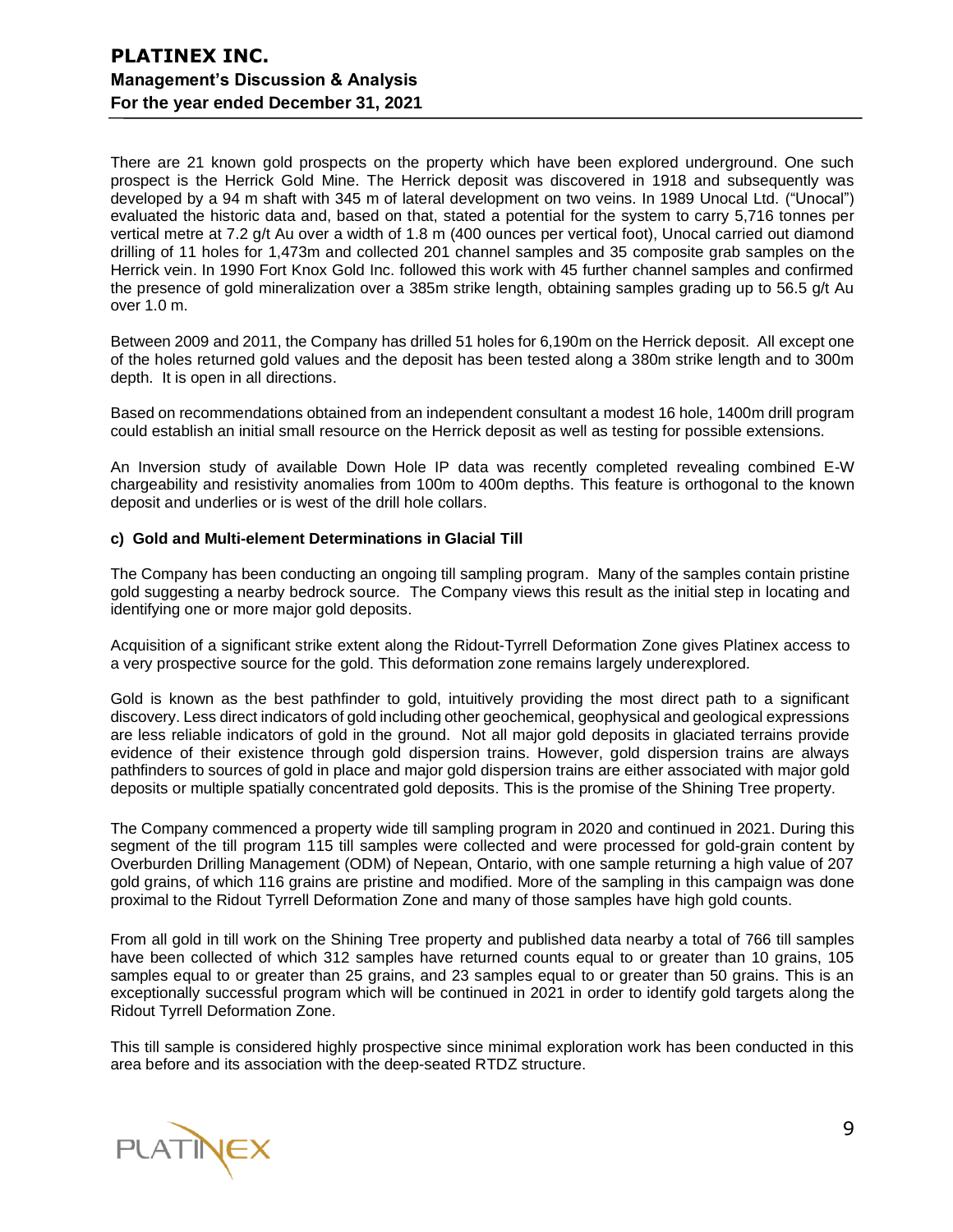There are 21 known gold prospects on the property which have been explored underground. One such prospect is the Herrick Gold Mine. The Herrick deposit was discovered in 1918 and subsequently was developed by a 94 m shaft with 345 m of lateral development on two veins. In 1989 Unocal Ltd. ("Unocal") evaluated the historic data and, based on that, stated a potential for the system to carry 5,716 tonnes per vertical metre at 7.2 g/t Au over a width of 1.8 m (400 ounces per vertical foot), Unocal carried out diamond drilling of 11 holes for 1,473m and collected 201 channel samples and 35 composite grab samples on the Herrick vein. In 1990 Fort Knox Gold Inc. followed this work with 45 further channel samples and confirmed the presence of gold mineralization over a 385m strike length, obtaining samples grading up to 56.5 g/t Au over 1.0 m.

Between 2009 and 2011, the Company has drilled 51 holes for 6,190m on the Herrick deposit. All except one of the holes returned gold values and the deposit has been tested along a 380m strike length and to 300m depth. It is open in all directions.

Based on recommendations obtained from an independent consultant a modest 16 hole, 1400m drill program could establish an initial small resource on the Herrick deposit as well as testing for possible extensions.

An Inversion study of available Down Hole IP data was recently completed revealing combined E-W chargeability and resistivity anomalies from 100m to 400m depths. This feature is orthogonal to the known deposit and underlies or is west of the drill hole collars.

#### c) Gold and Multi-element Determinations in Glacial Till

The Company has been conducting an ongoing till sampling program. Many of the samples contain pristine gold suggesting a nearby bedrock source. The Company views this result as the initial step in locating and identifying one or more major gold deposits.

Acquisition of a significant strike extent along the Ridout-Tyrrell Deformation Zone gives Platinex access to a very prospective source for the gold. This deformation zone remains largely underexplored.

Gold is known as the best pathfinder to gold, intuitively providing the most direct path to a significant discovery. Less direct indicators of gold including other geochemical, geophysical and geological expressions are less reliable indicators of gold in the ground. Not all major gold deposits in glaciated terrains provide evidence of their existence through gold dispersion trains. However, gold dispersion trains are always pathfinders to sources of gold in place and major gold dispersion trains are either associated with major gold deposits or multiple spatially concentrated gold deposits. This is the promise of the Shining Tree property.

The Company commenced a property wide till sampling program in 2020 and continued in 2021. During this segment of the till program 115 till samples were collected and were processed for gold-grain content by Overburden Drilling Management (ODM) of Nepean, Ontario, with one sample returning a high value of 207 gold grains, of which 116 grains are pristine and modified. More of the sampling in this campaign was done proximal to the Ridout Tyrrell Deformation Zone and many of those samples have high gold counts.

From all gold in till work on the Shining Tree property and published data nearby a total of 766 till samples have been collected of which 312 samples have returned counts equal to or greater than 10 grains, 105 samples equal to or greater than 25 grains, and 23 samples equal to or greater than 50 grains. This is an exceptionally successful program which will be continued in 2021 in order to identify gold targets along the Ridout Tyrrell Deformation Zone.

This till sample is considered highly prospective since minimal exploration work has been conducted in this area before and its association with the deep-seated RTDZ structure.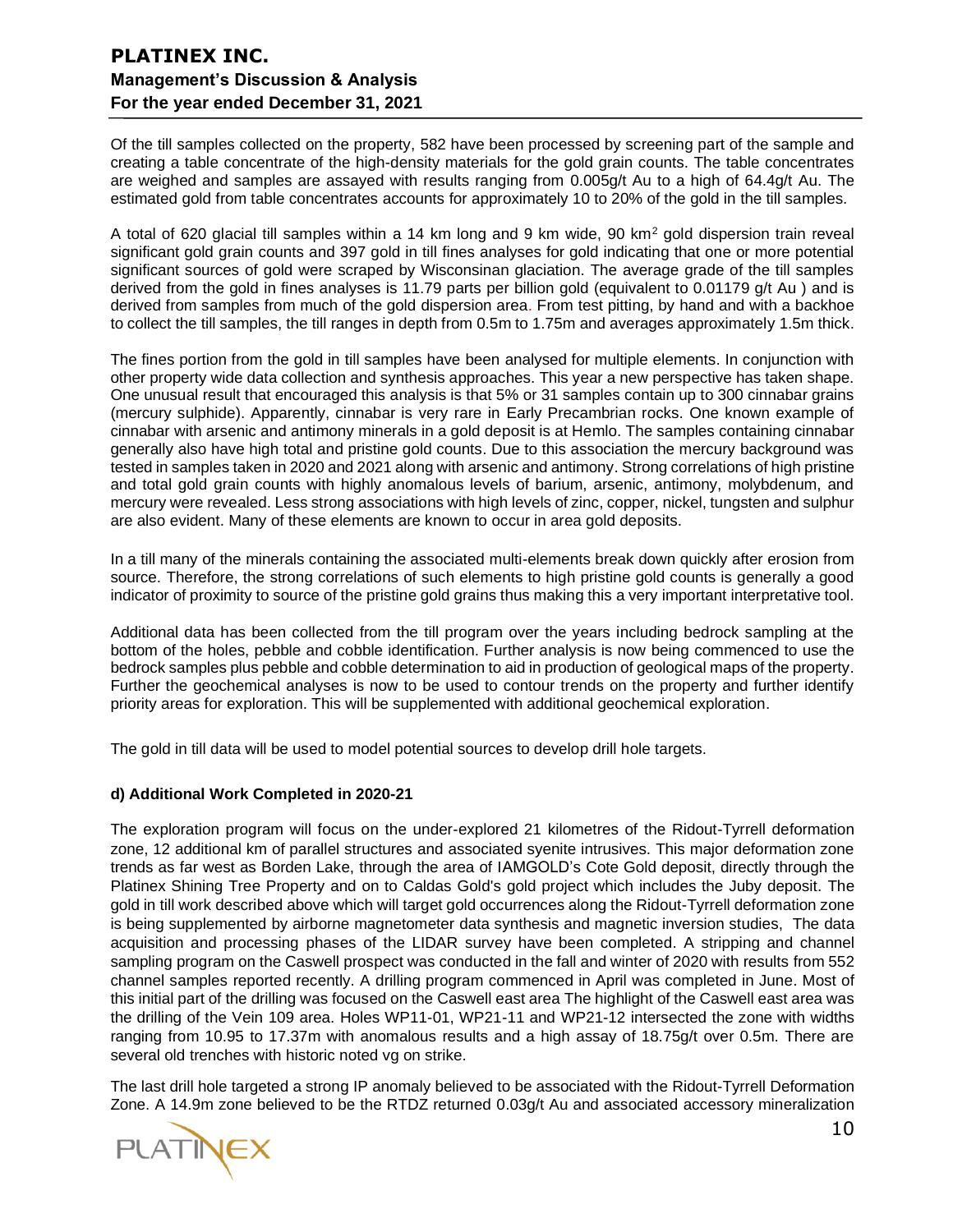Of the till samples collected on the property, 582 have been processed by screening part of the sample and creating a table concentrate of the high-density materials for the gold grain counts. The table concentrates are weighed and samples are assayed with results ranging from 0.005g/t Au to a high of 64.4g/t Au. The estimated gold from table concentrates accounts for approximately 10 to 20% of the gold in the till samples.

A total of 620 glacial till samples within a 14 km long and 9 km wide, 90 km$^2$ gold dispersion train reveal significant gold grain counts and 397 gold in till fines analyses for gold indicating that one or more potential significant sources of gold were scraped by Wisconsinan glaciation. The average grade of the till samples derived from the gold in fines analyses is 11.79 parts per billion gold (equivalent to 0.01179 g/t Au ) and is derived from samples from much of the gold dispersion area. From test pitting, by hand and with a backhoe to collect the till samples, the till ranges in depth from 0.5m to 1.75m and averages approximately 1.5m thick.

The fines portion from the gold in till samples have been analysed for multiple elements. In conjunction with other property wide data collection and synthesis approaches. This year a new perspective has taken shape. One unusual result that encouraged this analysis is that 5% or 31 samples contain up to 300 cinnabar grains (mercury sulphide). Apparently, cinnabar is very rare in Early Precambrian rocks. One known example of cinnabar with arsenic and antimony minerals in a gold deposit is at Hemlo. The samples containing cinnabar generally also have high total and pristine gold counts. Due to this association the mercury background was tested in samples taken in 2020 and 2021 along with arsenic and antimony. Strong correlations of high pristine and total gold grain counts with highly anomalous levels of barium, arsenic, antimony, molybdenum, and mercury were revealed. Less strong associations with high levels of zinc, copper, nickel, tungsten and sulphur are also evident. Many of these elements are known to occur in area gold deposits.

In a till many of the minerals containing the associated multi-elements break down quickly after erosion from source. Therefore, the strong correlations of such elements to high pristine gold counts is generally a good indicator of proximity to source of the pristine gold grains thus making this a very important interpretative tool.

Additional data has been collected from the till program over the years including bedrock sampling at the bottom of the holes, pebble and cobble identification. Further analysis is now being commenced to use the bedrock samples plus pebble and cobble determination to aid in production of geological maps of the property. Further the geochemical analyses is now to be used to contour trends on the property and further identify priority areas for exploration. This will be supplemented with additional geochemical exploration.

The gold in till data will be used to model potential sources to develop drill hole targets.

**d) Additional Work Completed in 2020-21**

The exploration program will focus on the under-explored 21 kilometres of the Ridout-Tyrrell deformation zone, 12 additional km of parallel structures and associated syenite intrusives. This major deformation zone trends as far west as Borden Lake, through the area of IAMGOLD's Cote Gold deposit, directly through the Platinex Shining Tree Property and on to Caldas Gold's gold project which includes the Juby deposit. The gold in till work described above which will target gold occurrences along the Ridout-Tyrrell deformation zone is being supplemented by airborne magnetometer data synthesis and magnetic inversion studies, The data acquisition and processing phases of the LIDAR survey have been completed. A stripping and channel sampling program on the Caswell prospect was conducted in the fall and winter of 2020 with results from 552 channel samples reported recently. A drilling program commenced in April was completed in June. Most of this initial part of the drilling was focused on the Caswell east area The highlight of the Caswell east area was the drilling of the Vein 109 area. Holes WP11-01, WP21-11 and WP21-12 intersected the zone with widths ranging from 10.95 to 17.37m with anomalous results and a high assay of 18.75g/t over 0.5m. There are several old trenches with historic noted vg on strike.

The last drill hole targeted a strong IP anomaly believed to be associated with the Ridout-Tyrrell Deformation Zone. A 14.9m zone believed to be the RTDZ returned 0.03g/t Au and associated accessory mineralization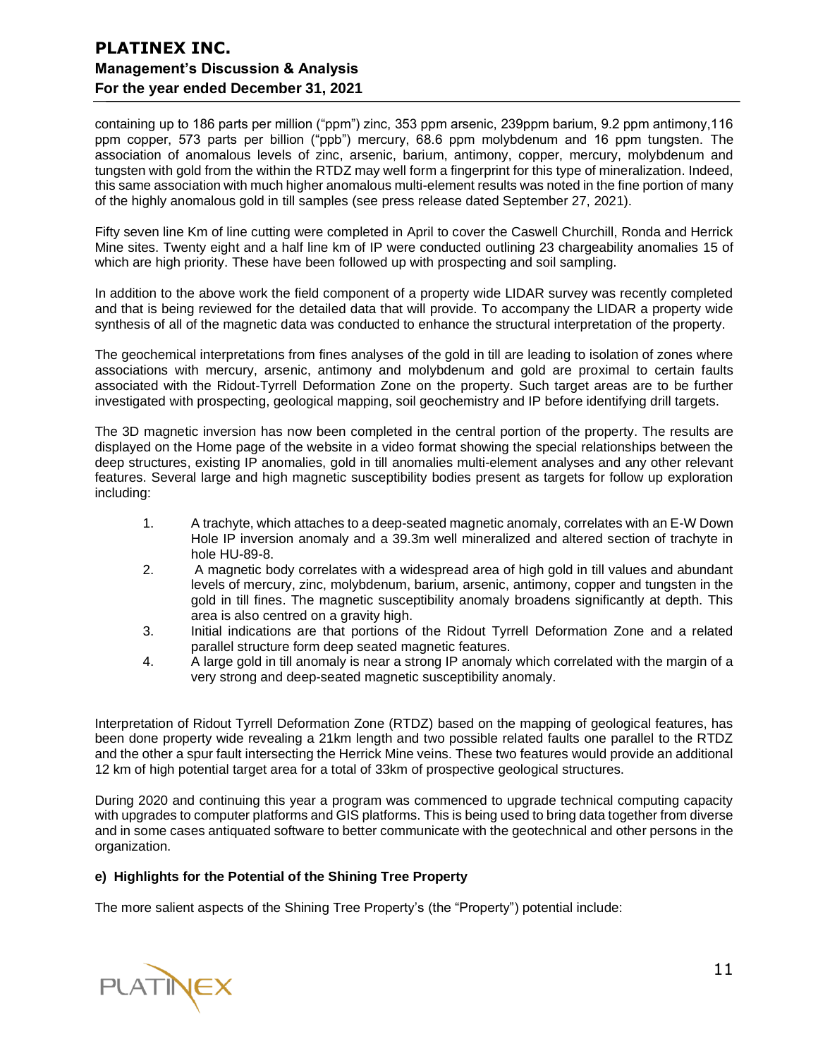containing up to 186 parts per million ("ppm") zinc, 353 ppm arsenic, 239ppm barium, 9.2 ppm antimony,116 ppm copper, 573 parts per billion ("ppb") mercury, 68.6 ppm molybdenum and 16 ppm tungsten. The association of anomalous levels of zinc, arsenic, barium, antimony, copper, mercury, molybdenum and tungsten with gold from the within the RTDZ may well form a fingerprint for this type of mineralization. Indeed, this same association with much higher anomalous multi-element results was noted in the fine portion of many of the highly anomalous gold in till samples (see press release dated September 27, 2021).

Fifty seven line Km of line cutting were completed in April to cover the Caswell Churchill, Ronda and Herrick Mine sites. Twenty eight and a half line km of IP were conducted outlining 23 chargeability anomalies 15 of which are high priority. These have been followed up with prospecting and soil sampling.

In addition to the above work the field component of a property wide LIDAR survey was recently completed and that is being reviewed for the detailed data that will provide. To accompany the LIDAR a property wide synthesis of all of the magnetic data was conducted to enhance the structural interpretation of the property.

The geochemical interpretations from fines analyses of the gold in till are leading to isolation of zones where associations with mercury, arsenic, antimony and molybdenum and gold are proximal to certain faults associated with the Ridout-Tyrrell Deformation Zone on the property. Such target areas are to be further investigated with prospecting, geological mapping, soil geochemistry and IP before identifying drill targets.

The 3D magnetic inversion has now been completed in the central portion of the property. The results are displayed on the Home page of the website in a video format showing the special relationships between the deep structures, existing IP anomalies, gold in till anomalies multi-element analyses and any other relevant features. Several large and high magnetic susceptibility bodies present as targets for follow up exploration including:

1. A trachyte, which attaches to a deep-seated magnetic anomaly, correlates with an E-W Down Hole IP inversion anomaly and a 39.3m well mineralized and altered section of trachyte in hole HU-89-8.
2. A magnetic body correlates with a widespread area of high gold in till values and abundant levels of mercury, zinc, molybdenum, barium, arsenic, antimony, copper and tungsten in the gold in till fines. The magnetic susceptibility anomaly broadens significantly at depth. This area is also centred on a gravity high.
3. Initial indications are that portions of the Ridout Tyrrell Deformation Zone and a related parallel structure form deep seated magnetic features.
4. A large gold in till anomaly is near a strong IP anomaly which correlated with the margin of a very strong and deep-seated magnetic susceptibility anomaly.

Interpretation of Ridout Tyrrell Deformation Zone (RTDZ) based on the mapping of geological features, has been done property wide revealing a 21km length and two possible related faults one parallel to the RTDZ and the other a spur fault intersecting the Herrick Mine veins. These two features would provide an additional 12 km of high potential target area for a total of 33km of prospective geological structures.

During 2020 and continuing this year a program was commenced to upgrade technical computing capacity with upgrades to computer platforms and GIS platforms. This is being used to bring data together from diverse and in some cases antiquated software to better communicate with the geotechnical and other persons in the organization.

#### e) Highlights for the Potential of the Shining Tree Property

The more salient aspects of the Shining Tree Property's (the "Property") potential include: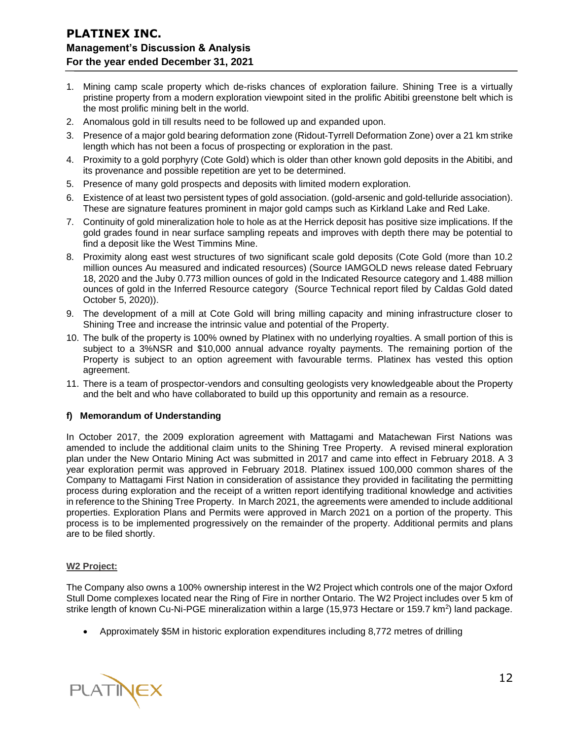1. Mining camp scale property which de-risks chances of exploration failure. Shining Tree is a virtually pristine property from a modern exploration viewpoint sited in the prolific Abitibi greenstone belt which is the most prolific mining belt in the world.
2. Anomalous gold in till results need to be followed up and expanded upon.
3. Presence of a major gold bearing deformation zone (Ridout-Tyrrell Deformation Zone) over a 21 km strike length which has not been a focus of prospecting or exploration in the past.
4. Proximity to a gold porphyry (Cote Gold) which is older than other known gold deposits in the Abitibi, and its provenance and possible repetition are yet to be determined.
5. Presence of many gold prospects and deposits with limited modern exploration.
6. Existence of at least two persistent types of gold association. (gold-arsenic and gold-telluride association). These are signature features prominent in major gold camps such as Kirkland Lake and Red Lake.
7. Continuity of gold mineralization hole to hole as at the Herrick deposit has positive size implications. If the gold grades found in near surface sampling repeats and improves with depth there may be potential to find a deposit like the West Timmins Mine.
8. Proximity along east west structures of two significant scale gold deposits (Cote Gold (more than 10.2 million ounces Au measured and indicated resources) (Source IAMGOLD news release dated February 18, 2020 and the Juby 0.773 million ounces of gold in the Indicated Resource category and 1.488 million ounces of gold in the Inferred Resource category (Source Technical report filed by Caldas Gold dated October 5, 2020)).
9. The development of a mill at Cote Gold will bring milling capacity and mining infrastructure closer to Shining Tree and increase the intrinsic value and potential of the Property.
10. The bulk of the property is 100% owned by Platinex with no underlying royalties. A small portion of this is subject to a 3%NSR and $10,000 annual advance royalty payments. The remaining portion of the Property is subject to an option agreement with favourable terms. Platinex has vested this option agreement.
11. There is a team of prospector-vendors and consulting geologists very knowledgeable about the Property and the belt and who have collaborated to build up this opportunity and remain as a resource.

#### f) Memorandum of Understanding

In October 2017, the 2009 exploration agreement with Mattagami and Matachewan First Nations was amended to include the additional claim units to the Shining Tree Property. A revised mineral exploration plan under the New Ontario Mining Act was submitted in 2017 and came into effect in February 2018. A 3 year exploration permit was approved in February 2018. Platinex issued 100,000 common shares of the Company to Mattagami First Nation in consideration of assistance they provided in facilitating the permitting process during exploration and the receipt of a written report identifying traditional knowledge and activities in reference to the Shining Tree Property. In March 2021, the agreements were amended to include additional properties. Exploration Plans and Permits were approved in March 2021 on a portion of the property. This process is to be implemented progressively on the remainder of the property. Additional permits and plans are to be filed shortly.

#### W2 Project:

The Company also owns a 100% ownership interest in the W2 Project which controls one of the major Oxford Stull Dome complexes located near the Ring of Fire in norther Ontario. The W2 Project includes over 5 km of strike length of known Cu-Ni-PGE mineralization within a large (15,973 Hectare or 159.7 km$^2$) land package.

- Approximately $5M in historic exploration expenditures including 8,772 metres of drilling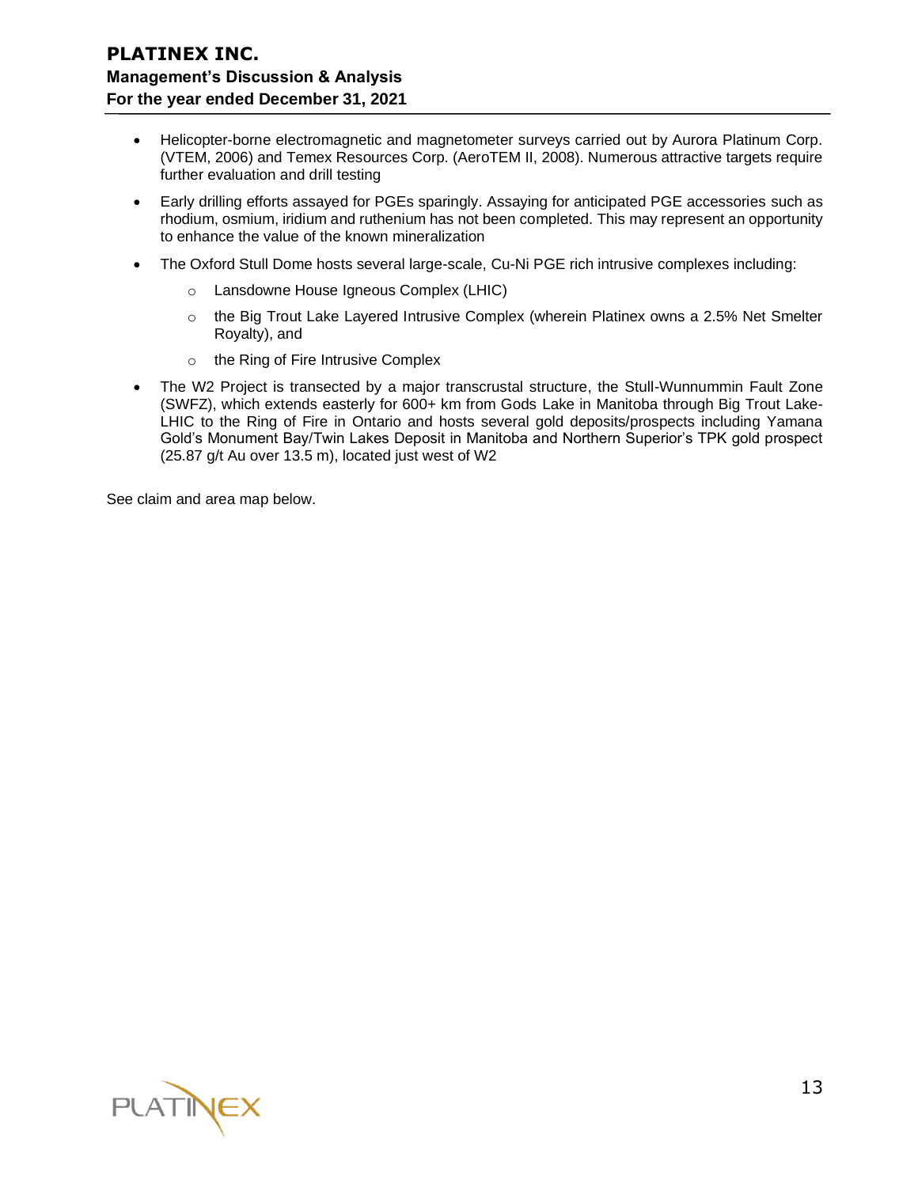- Helicopter-borne electromagnetic and magnetometer surveys carried out by Aurora Platinum Corp. (VTEM, 2006) and Temex Resources Corp. (AeroTEM II, 2008). Numerous attractive targets require further evaluation and drill testing
- Early drilling efforts assayed for PGEs sparingly. Assaying for anticipated PGE accessories such as rhodium, osmium, iridium and ruthenium has not been completed. This may represent an opportunity to enhance the value of the known mineralization
- The Oxford Stull Dome hosts several large-scale, Cu-Ni PGE rich intrusive complexes including:
    - Lansdowne House Igneous Complex (LHIC)
    - the Big Trout Lake Layered Intrusive Complex (wherein Platinex owns a 2.5% Net Smelter Royalty), and
    - the Ring of Fire Intrusive Complex
- The W2 Project is transected by a major transcrustal structure, the Stull-Wunnummin Fault Zone (SWFZ), which extends easterly for 600+ km from Gods Lake in Manitoba through Big Trout Lake-LHIC to the Ring of Fire in Ontario and hosts several gold deposits/prospects including Yamana Gold's Monument Bay/Twin Lakes Deposit in Manitoba and Northern Superior's TPK gold prospect (25.87 g/t Au over 13.5 m), located just west of W2

See claim and area map below.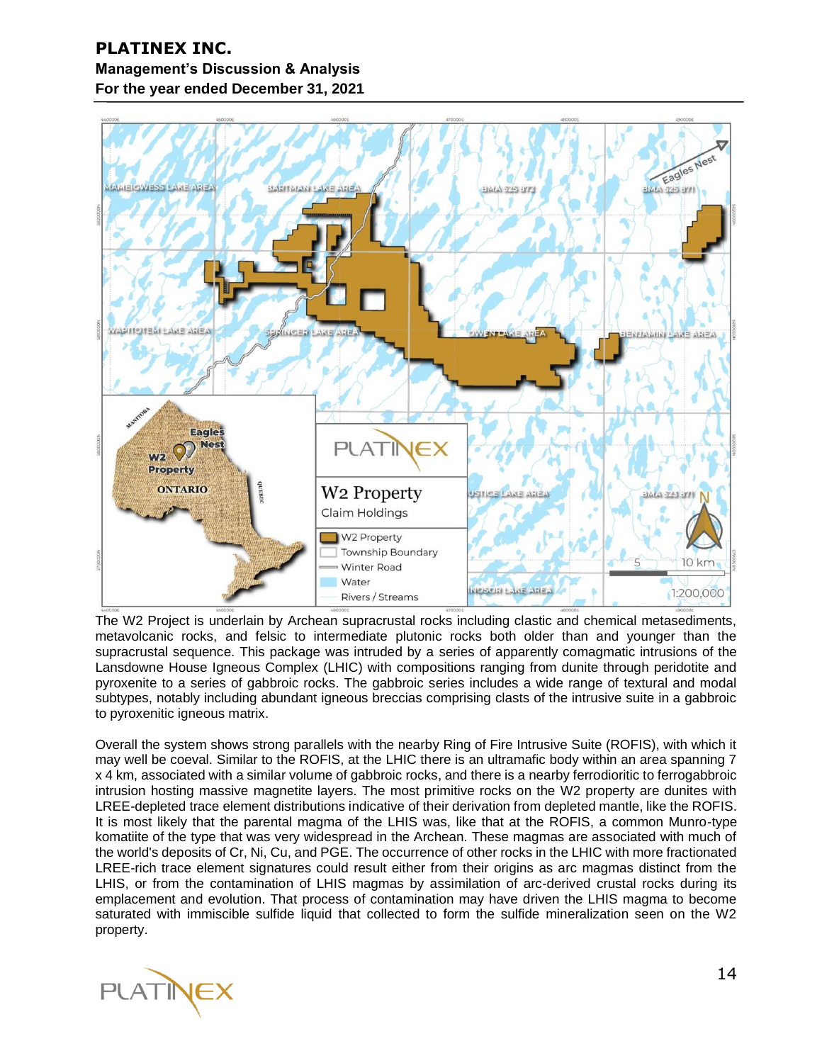The W2 Project is underlain by Archean supracrustal rocks including clastic and chemical metasediments, metavolcanic rocks, and felsic to intermediate plutonic rocks both older than and younger than the supracrustal sequence. This package was intruded by a series of apparently comagmatic intrusions of the Lansdowne House Igneous Complex (LHIC) with compositions ranging from dunite through peridotite and pyroxenite to a series of gabbroic rocks. The gabbroic series includes a wide range of textural and modal subtypes, notably including abundant igneous breccias comprising clasts of the intrusive suite in a gabbroic to pyroxenitic igneous matrix.

Overall the system shows strong parallels with the nearby Ring of Fire Intrusive Suite (ROFIS), with which it may well be coeval. Similar to the ROFIS, at the LHIC there is an ultramafic body within an area spanning 7 x 4 km, associated with a similar volume of gabbroic rocks, and there is a nearby ferrodioritic to ferrogabbroic intrusion hosting massive magnetite layers. The most primitive rocks on the W2 property are dunites with LREE-depleted trace element distributions indicative of their derivation from depleted mantle, like the ROFIS. It is most likely that the parental magma of the LHIS was, like that at the ROFIS, a common Munro-type komatiite of the type that was very widespread in the Archean. These magmas are associated with much of the world's deposits of Cr, Ni, Cu, and PGE. The occurrence of other rocks in the LHIC with more fractionated LREE-rich trace element signatures could result either from their origins as arc magmas distinct from the LHIS, or from the contamination of LHIS magmas by assimilation of arc-derived crustal rocks during its emplacement and evolution. That process of contamination may have driven the LHIS magma to become saturated with immiscible sulfide liquid that collected to form the sulfide mineralization seen on the W2 property.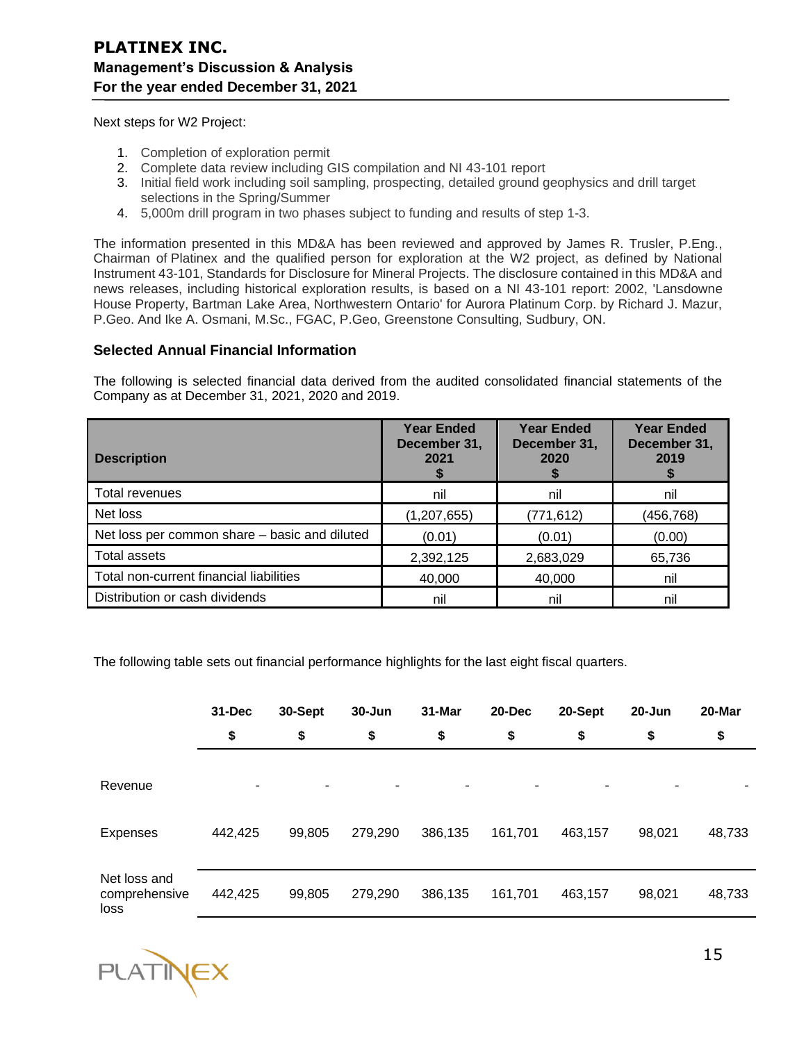Next steps for W2 Project:

1. Completion of exploration permit
2. Complete data review including GIS compilation and NI 43-101 report
3. Initial field work including soil sampling, prospecting, detailed ground geophysics and drill target selections in the Spring/Summer
4. 5,000m drill program in two phases subject to funding and results of step 1-3.

The information presented in this MD&A has been reviewed and approved by James R. Trusler, P.Eng., Chairman of Platinex and the qualified person for exploration at the W2 project, as defined by National Instrument 43-101, Standards for Disclosure for Mineral Projects. The disclosure contained in this MD&A and news releases, including historical exploration results, is based on a NI 43-101 report: 2002, 'Lansdowne House Property, Bartman Lake Area, Northwestern Ontario' for Aurora Platinum Corp. by Richard J. Mazur, P.Geo. And Ike A. Osmani, M.Sc., FGAC, P.Geo, Greenstone Consulting, Sudbury, ON.

### Selected Annual Financial Information

The following is selected financial data derived from the audited consolidated financial statements of the Company as at December 31, 2021, 2020 and 2019.

| Description | Year Ended December 31, 2021 $ | Year Ended December 31, 2020 $ | Year Ended December 31, 2019 $ |
|---|---|---|---|
| Total revenues | nil | nil | nil |
| Net loss | (1,207,655) | (771,612) | (456,768) |
| Net loss per common share – basic and diluted | (0.01) | (0.01) | (0.00) |
| Total assets | 2,392,125 | 2,683,029 | 65,736 |
| Total non-current financial liabilities | 40,000 | 40,000 | nil |
| Distribution or cash dividends | nil | nil | nil |

The following table sets out financial performance highlights for the last eight fiscal quarters.

| | 31-Dec $ | 30-Sept $ | 30-Jun $ | 31-Mar $ | 20-Dec $ | 20-Sept $ | 20-Jun $ | 20-Mar $ |
|---|---|---|---|---|---|---|---|---|
| Revenue | - | - | - | - | - | - | - | - |
| Expenses | 442,425 | 99,805 | 279,290 | 386,135 | 161,701 | 463,157 | 98,021 | 48,733 |
| Net loss and comprehensive loss | 442,425 | 99,805 | 279,290 | 386,135 | 161,701 | 463,157 | 98,021 | 48,733 |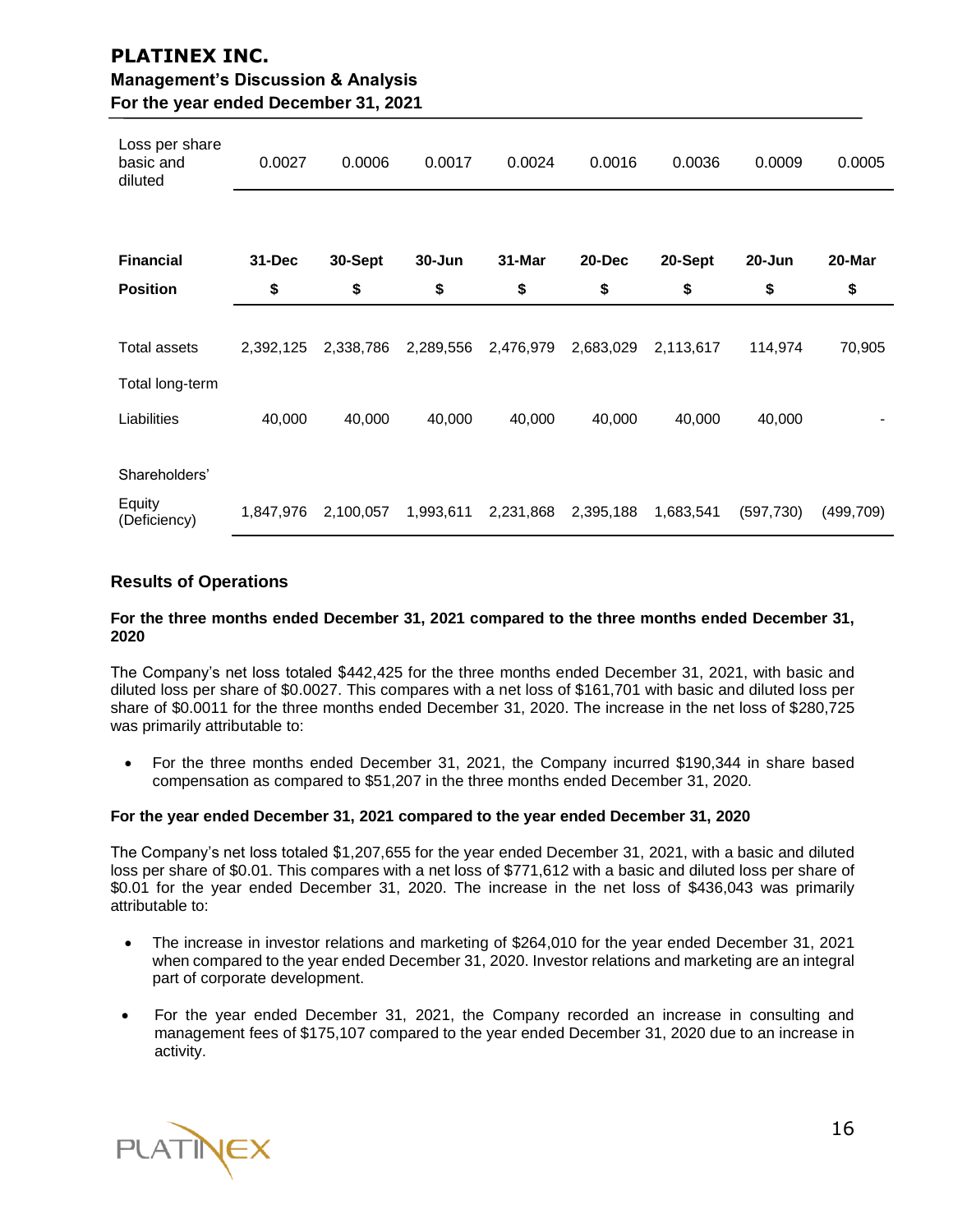| Loss per share basic and diluted | 0.0027 | 0.0006 | 0.0017 | 0.0024 | 0.0016 | 0.0036 | 0.0009 | 0.0005 |
|---|---|---|---|---|---|---|---|---|

| **Financial Position** | **31-Dec $** | **30-Sept $** | **30-Jun $** | **31-Mar $** | **20-Dec $** | **20-Sept $** | **20-Jun $** | **20-Mar $** |
|---|---|---|---|---|---|---|---|---|
| Total assets | 2,392,125 | 2,338,786 | 2,289,556 | 2,476,979 | 2,683,029 | 2,113,617 | 114,974 | 70,905 |
| Total long-term Liabilities | 40,000 | 40,000 | 40,000 | 40,000 | 40,000 | 40,000 | 40,000 | - |
| Shareholders' Equity (Deficiency) | 1,847,976 | 2,100,057 | 1,993,611 | 2,231,868 | 2,395,188 | 1,683,541 | (597,730) | (499,709) |

## Results of Operations

**For the three months ended December 31, 2021 compared to the three months ended December 31, 2020**

The Company's net loss totaled $442,425 for the three months ended December 31, 2021, with basic and diluted loss per share of $0.0027. This compares with a net loss of $161,701 with basic and diluted loss per share of $0.0011 for the three months ended December 31, 2020. The increase in the net loss of $280,725 was primarily attributable to:

- For the three months ended December 31, 2021, the Company incurred $190,344 in share based compensation as compared to $51,207 in the three months ended December 31, 2020.

**For the year ended December 31, 2021 compared to the year ended December 31, 2020**

The Company's net loss totaled $1,207,655 for the year ended December 31, 2021, with a basic and diluted loss per share of $0.01. This compares with a net loss of $771,612 with a basic and diluted loss per share of $0.01 for the year ended December 31, 2020. The increase in the net loss of $436,043 was primarily attributable to:

- The increase in investor relations and marketing of $264,010 for the year ended December 31, 2021 when compared to the year ended December 31, 2020. Investor relations and marketing are an integral part of corporate development.
- For the year ended December 31, 2021, the Company recorded an increase in consulting and management fees of $175,107 compared to the year ended December 31, 2020 due to an increase in activity.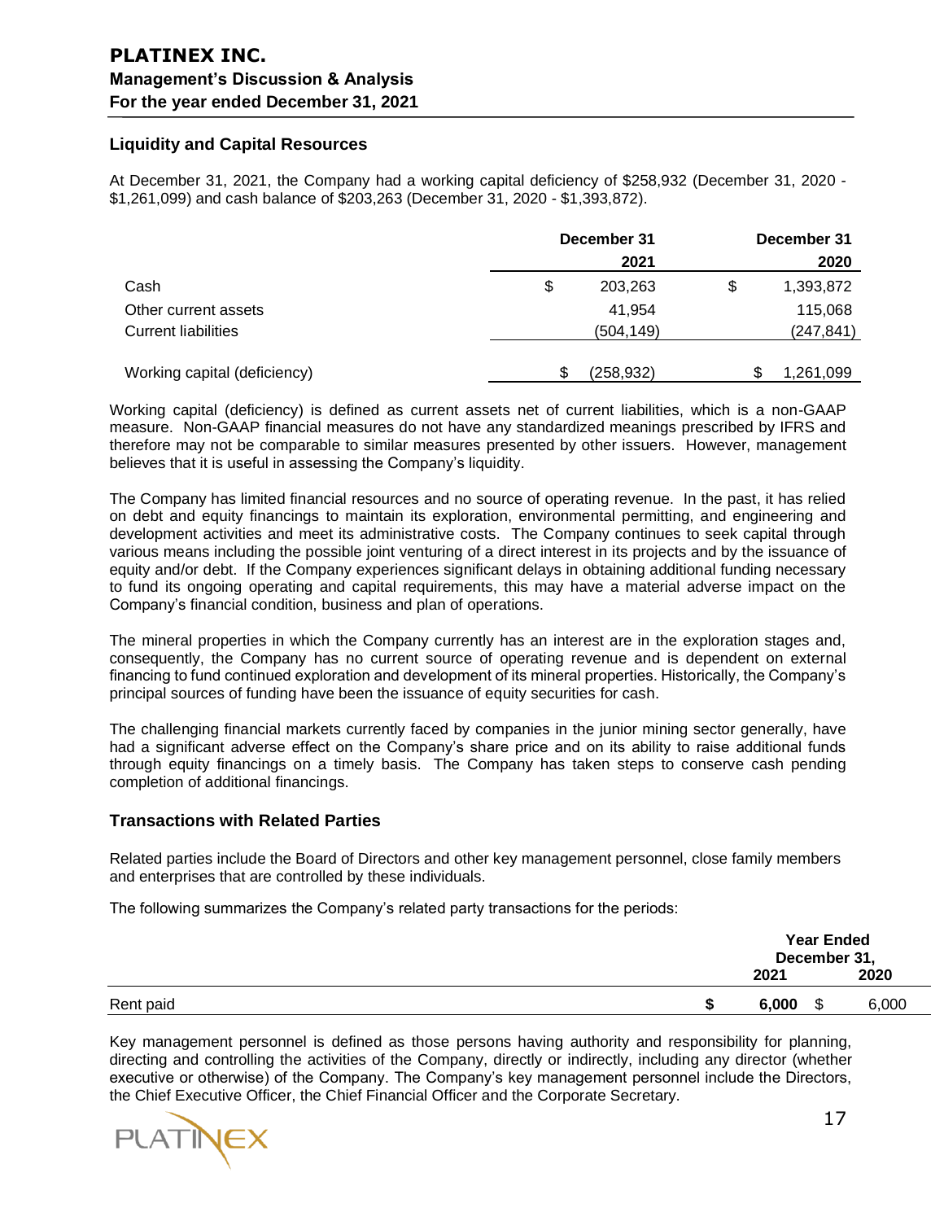## Liquidity and Capital Resources

At December 31, 2021, the Company had a working capital deficiency of $258,932 (December 31, 2020 - $1,261,099) and cash balance of $203,263 (December 31, 2020 - $1,393,872).

| | December 31 2021 | December 31 2020 |
|---|---|---|
| Cash | $ 203,263 | $ 1,393,872 |
| Other current assets | 41,954 | 115,068 |
| Current liabilities | (504,149) | (247,841) |
| Working capital (deficiency) | $ (258,932) | $ 1,261,099 |

Working capital (deficiency) is defined as current assets net of current liabilities, which is a non-GAAP measure. Non-GAAP financial measures do not have any standardized meanings prescribed by IFRS and therefore may not be comparable to similar measures presented by other issuers. However, management believes that it is useful in assessing the Company's liquidity.

The Company has limited financial resources and no source of operating revenue. In the past, it has relied on debt and equity financings to maintain its exploration, environmental permitting, and engineering and development activities and meet its administrative costs. The Company continues to seek capital through various means including the possible joint venturing of a direct interest in its projects and by the issuance of equity and/or debt. If the Company experiences significant delays in obtaining additional funding necessary to fund its ongoing operating and capital requirements, this may have a material adverse impact on the Company's financial condition, business and plan of operations.

The mineral properties in which the Company currently has an interest are in the exploration stages and, consequently, the Company has no current source of operating revenue and is dependent on external financing to fund continued exploration and development of its mineral properties. Historically, the Company's principal sources of funding have been the issuance of equity securities for cash.

The challenging financial markets currently faced by companies in the junior mining sector generally, have had a significant adverse effect on the Company's share price and on its ability to raise additional funds through equity financings on a timely basis. The Company has taken steps to conserve cash pending completion of additional financings.

## Transactions with Related Parties

Related parties include the Board of Directors and other key management personnel, close family members and enterprises that are controlled by these individuals.

The following summarizes the Company's related party transactions for the periods:

| | Year Ended December 31, 2021 | Year Ended December 31, 2020 |
|---|---|---|
| Rent paid | **$ 6,000** | $ 6,000 |

Key management personnel is defined as those persons having authority and responsibility for planning, directing and controlling the activities of the Company, directly or indirectly, including any director (whether executive or otherwise) of the Company. The Company's key management personnel include the Directors, the Chief Executive Officer, the Chief Financial Officer and the Corporate Secretary.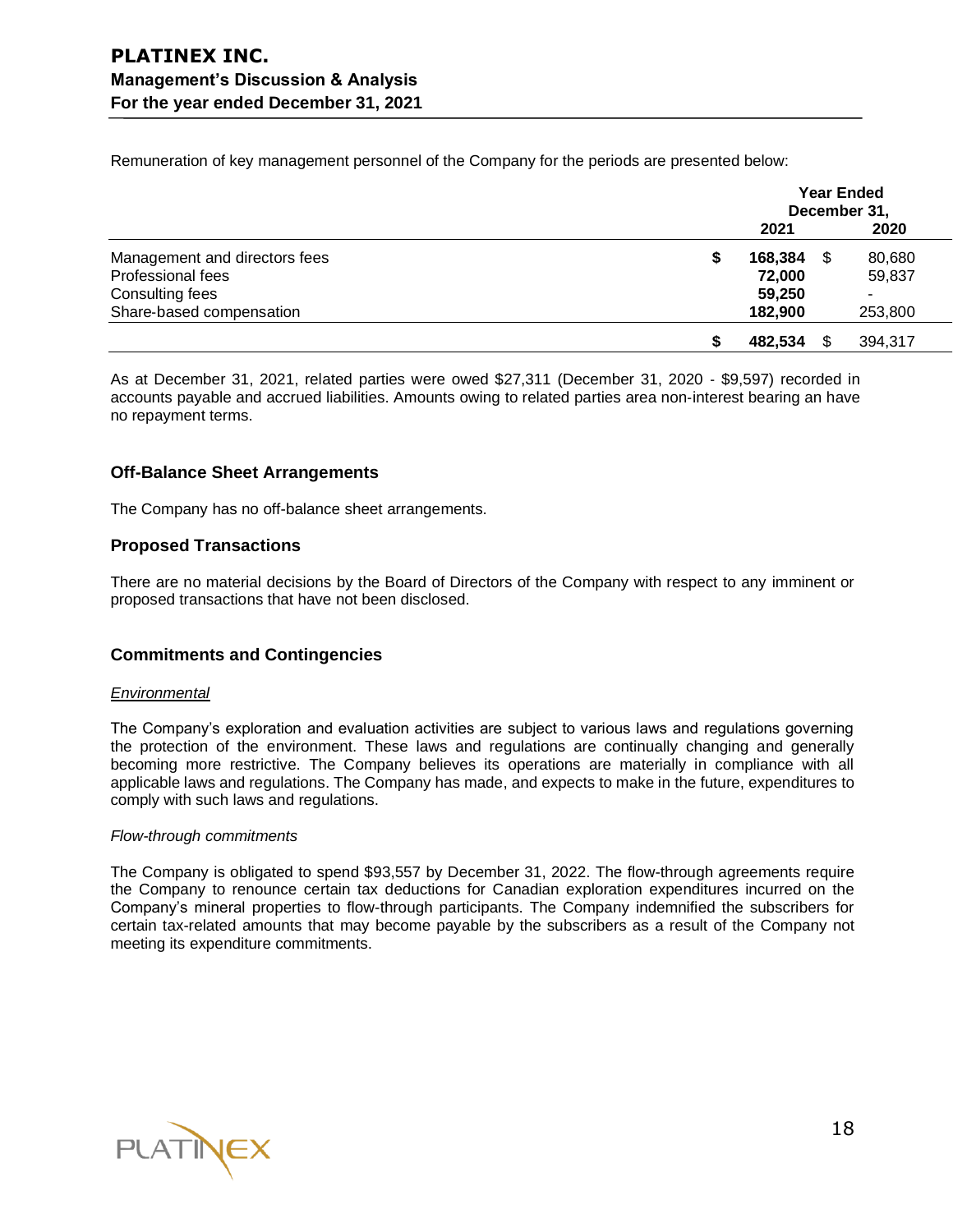Remuneration of key management personnel of the Company for the periods are presented below:

| | Year Ended December 31, 2021 | 2020 |
|---|---|---|
| Management and directors fees | $ **168,384** | $ 80,680 |
| Professional fees | **72,000** | 59,837 |
| Consulting fees | **59,250** | - |
| Share-based compensation | **182,900** | 253,800 |
| | $ **482,534** | $ 394,317 |

As at December 31, 2021, related parties were owed $27,311 (December 31, 2020 - $9,597) recorded in accounts payable and accrued liabilities. Amounts owing to related parties area non-interest bearing an have no repayment terms.

## Off-Balance Sheet Arrangements

The Company has no off-balance sheet arrangements.

## Proposed Transactions

There are no material decisions by the Board of Directors of the Company with respect to any imminent or proposed transactions that have not been disclosed.

## Commitments and Contingencies

*Environmental*

The Company's exploration and evaluation activities are subject to various laws and regulations governing the protection of the environment. These laws and regulations are continually changing and generally becoming more restrictive. The Company believes its operations are materially in compliance with all applicable laws and regulations. The Company has made, and expects to make in the future, expenditures to comply with such laws and regulations.

*Flow-through commitments*

The Company is obligated to spend $93,557 by December 31, 2022. The flow-through agreements require the Company to renounce certain tax deductions for Canadian exploration expenditures incurred on the Company's mineral properties to flow-through participants. The Company indemnified the subscribers for certain tax-related amounts that may become payable by the subscribers as a result of the Company not meeting its expenditure commitments.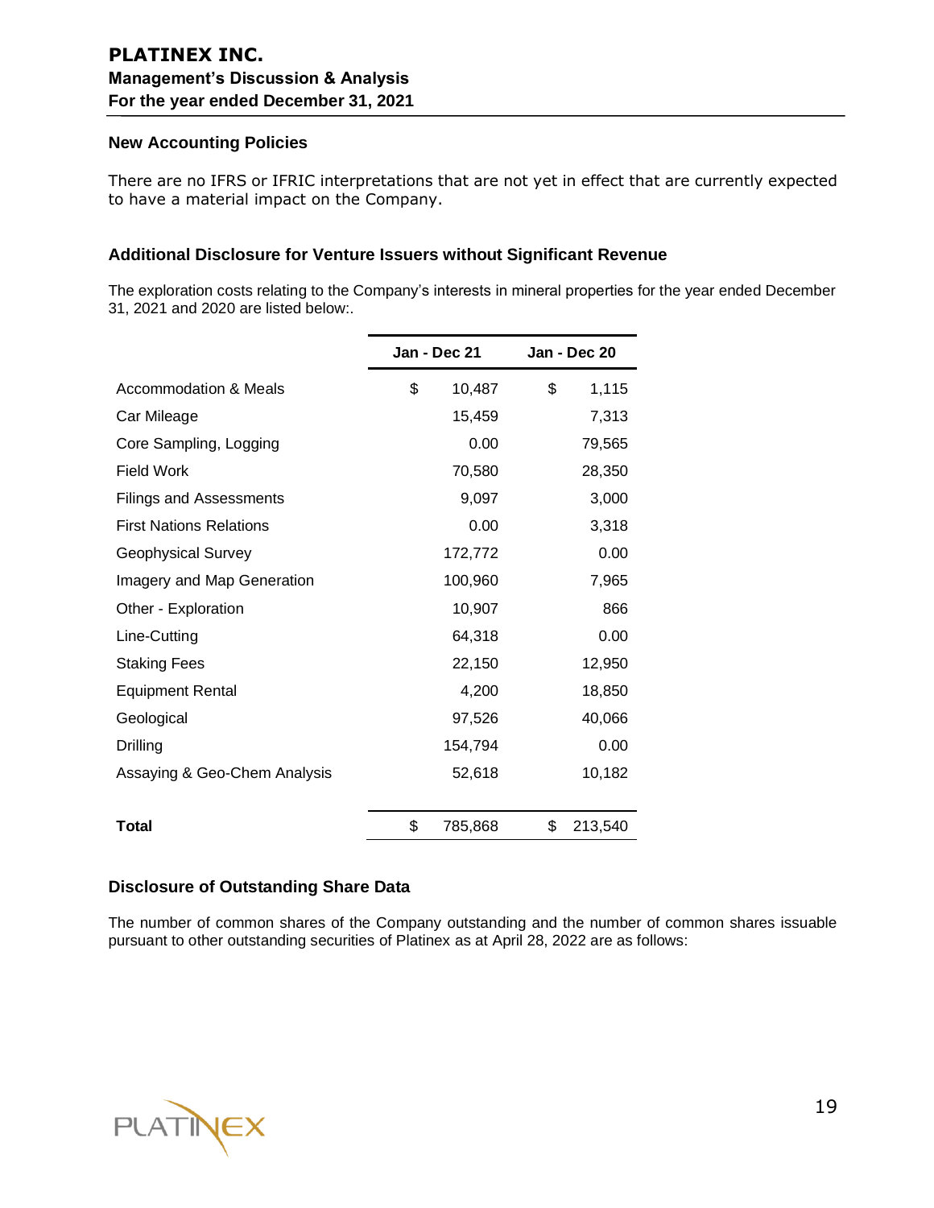### New Accounting Policies

There are no IFRS or IFRIC interpretations that are not yet in effect that are currently expected to have a material impact on the Company.

### Additional Disclosure for Venture Issuers without Significant Revenue

The exploration costs relating to the Company's interests in mineral properties for the year ended December 31, 2021 and 2020 are listed below:.

| | Jan - Dec 21 | Jan - Dec 20 |
|---|---|---|
| Accommodation & Meals | $ 10,487 | $ 1,115 |
| Car Mileage | 15,459 | 7,313 |
| Core Sampling, Logging | 0.00 | 79,565 |
| Field Work | 70,580 | 28,350 |
| Filings and Assessments | 9,097 | 3,000 |
| First Nations Relations | 0.00 | 3,318 |
| Geophysical Survey | 172,772 | 0.00 |
| Imagery and Map Generation | 100,960 | 7,965 |
| Other - Exploration | 10,907 | 866 |
| Line-Cutting | 64,318 | 0.00 |
| Staking Fees | 22,150 | 12,950 |
| Equipment Rental | 4,200 | 18,850 |
| Geological | 97,526 | 40,066 |
| Drilling | 154,794 | 0.00 |
| Assaying & Geo-Chem Analysis | 52,618 | 10,182 |
| **Total** | $ 785,868 | $ 213,540 |

### Disclosure of Outstanding Share Data

The number of common shares of the Company outstanding and the number of common shares issuable pursuant to other outstanding securities of Platinex as at April 28, 2022 are as follows: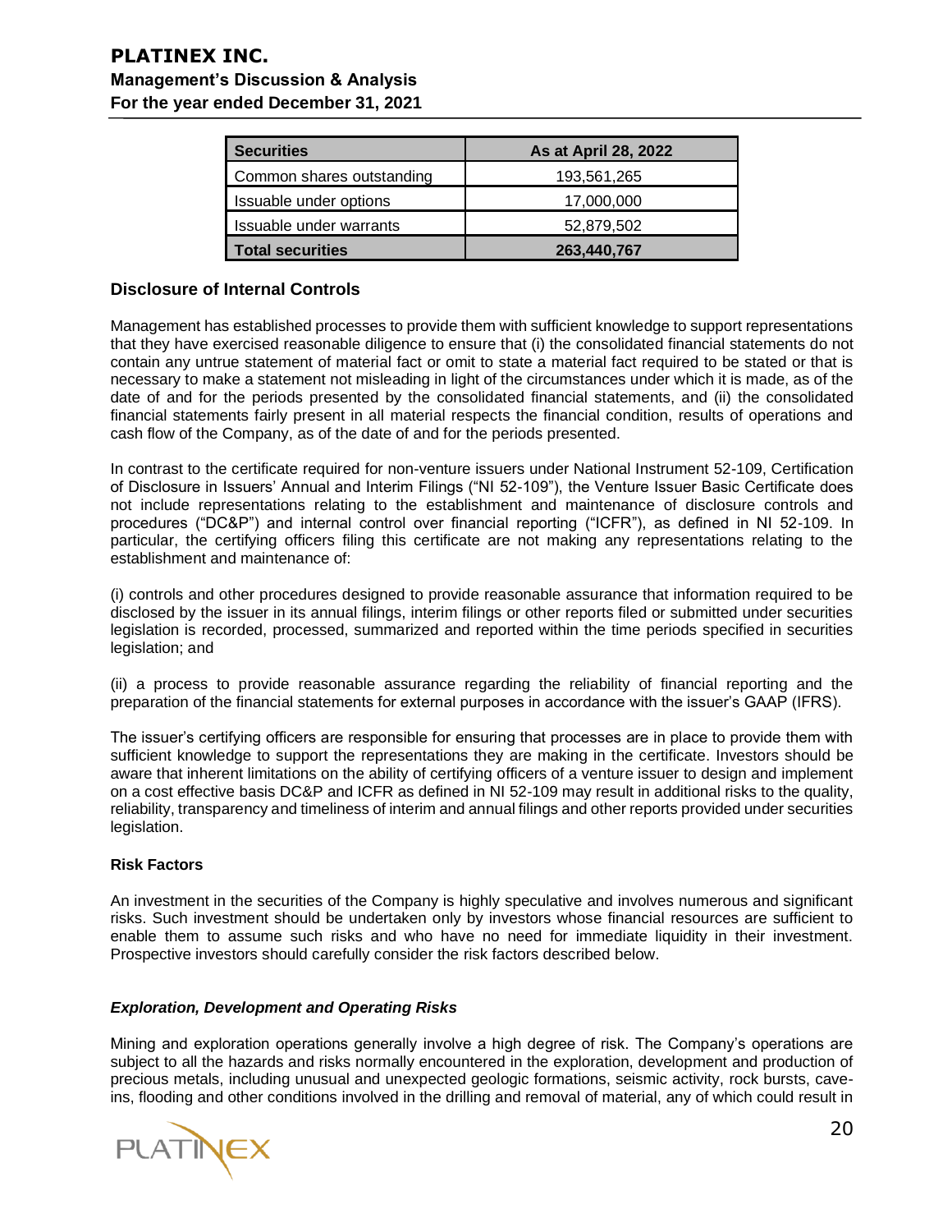| Securities | As at April 28, 2022 |
|---|---|
| Common shares outstanding | 193,561,265 |
| Issuable under options | 17,000,000 |
| Issuable under warrants | 52,879,502 |
| **Total securities** | **263,440,767** |

## Disclosure of Internal Controls

Management has established processes to provide them with sufficient knowledge to support representations that they have exercised reasonable diligence to ensure that (i) the consolidated financial statements do not contain any untrue statement of material fact or omit to state a material fact required to be stated or that is necessary to make a statement not misleading in light of the circumstances under which it is made, as of the date of and for the periods presented by the consolidated financial statements, and (ii) the consolidated financial statements fairly present in all material respects the financial condition, results of operations and cash flow of the Company, as of the date of and for the periods presented.

In contrast to the certificate required for non-venture issuers under National Instrument 52-109, Certification of Disclosure in Issuers' Annual and Interim Filings ("NI 52-109"), the Venture Issuer Basic Certificate does not include representations relating to the establishment and maintenance of disclosure controls and procedures ("DC&P") and internal control over financial reporting ("ICFR"), as defined in NI 52-109. In particular, the certifying officers filing this certificate are not making any representations relating to the establishment and maintenance of:

(i) controls and other procedures designed to provide reasonable assurance that information required to be disclosed by the issuer in its annual filings, interim filings or other reports filed or submitted under securities legislation is recorded, processed, summarized and reported within the time periods specified in securities legislation; and

(ii) a process to provide reasonable assurance regarding the reliability of financial reporting and the preparation of the financial statements for external purposes in accordance with the issuer's GAAP (IFRS).

The issuer's certifying officers are responsible for ensuring that processes are in place to provide them with sufficient knowledge to support the representations they are making in the certificate. Investors should be aware that inherent limitations on the ability of certifying officers of a venture issuer to design and implement on a cost effective basis DC&P and ICFR as defined in NI 52-109 may result in additional risks to the quality, reliability, transparency and timeliness of interim and annual filings and other reports provided under securities legislation.

### Risk Factors

An investment in the securities of the Company is highly speculative and involves numerous and significant risks. Such investment should be undertaken only by investors whose financial resources are sufficient to enable them to assume such risks and who have no need for immediate liquidity in their investment. Prospective investors should carefully consider the risk factors described below.

#### *Exploration, Development and Operating Risks*

Mining and exploration operations generally involve a high degree of risk. The Company's operations are subject to all the hazards and risks normally encountered in the exploration, development and production of precious metals, including unusual and unexpected geologic formations, seismic activity, rock bursts, cave-ins, flooding and other conditions involved in the drilling and removal of material, any of which could result in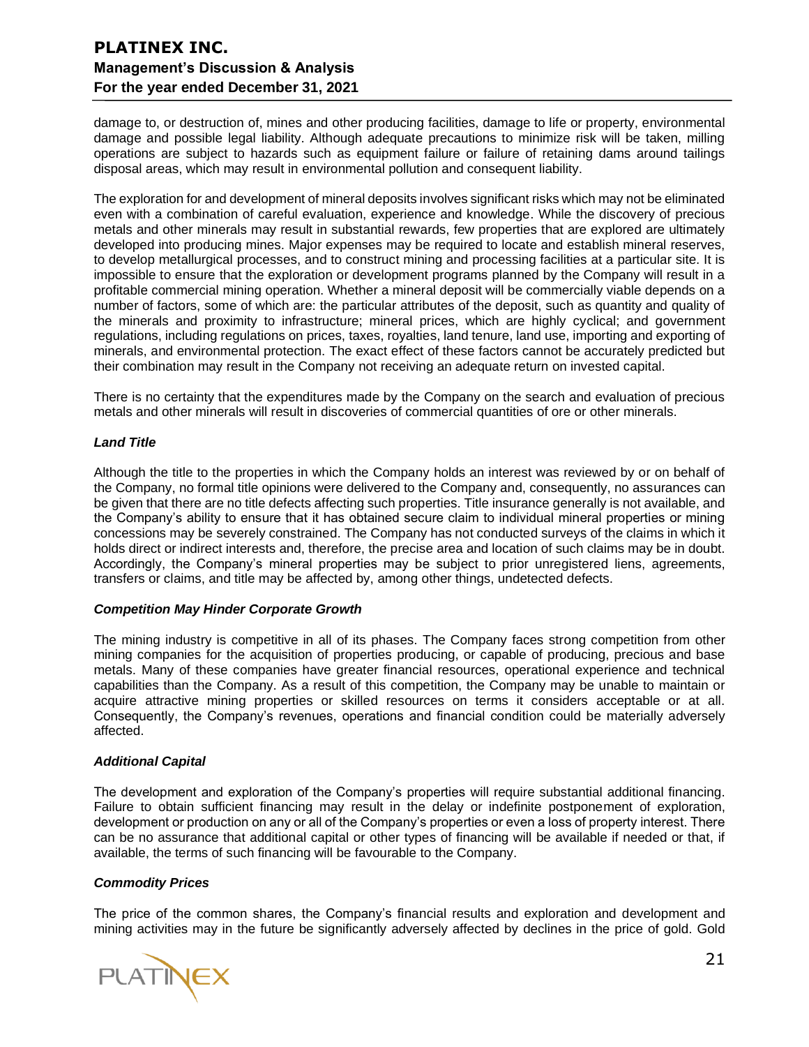damage to, or destruction of, mines and other producing facilities, damage to life or property, environmental damage and possible legal liability. Although adequate precautions to minimize risk will be taken, milling operations are subject to hazards such as equipment failure or failure of retaining dams around tailings disposal areas, which may result in environmental pollution and consequent liability.

The exploration for and development of mineral deposits involves significant risks which may not be eliminated even with a combination of careful evaluation, experience and knowledge. While the discovery of precious metals and other minerals may result in substantial rewards, few properties that are explored are ultimately developed into producing mines. Major expenses may be required to locate and establish mineral reserves, to develop metallurgical processes, and to construct mining and processing facilities at a particular site. It is impossible to ensure that the exploration or development programs planned by the Company will result in a profitable commercial mining operation. Whether a mineral deposit will be commercially viable depends on a number of factors, some of which are: the particular attributes of the deposit, such as quantity and quality of the minerals and proximity to infrastructure; mineral prices, which are highly cyclical; and government regulations, including regulations on prices, taxes, royalties, land tenure, land use, importing and exporting of minerals, and environmental protection. The exact effect of these factors cannot be accurately predicted but their combination may result in the Company not receiving an adequate return on invested capital.

There is no certainty that the expenditures made by the Company on the search and evaluation of precious metals and other minerals will result in discoveries of commercial quantities of ore or other minerals.

***Land Title***

Although the title to the properties in which the Company holds an interest was reviewed by or on behalf of the Company, no formal title opinions were delivered to the Company and, consequently, no assurances can be given that there are no title defects affecting such properties. Title insurance generally is not available, and the Company's ability to ensure that it has obtained secure claim to individual mineral properties or mining concessions may be severely constrained. The Company has not conducted surveys of the claims in which it holds direct or indirect interests and, therefore, the precise area and location of such claims may be in doubt. Accordingly, the Company's mineral properties may be subject to prior unregistered liens, agreements, transfers or claims, and title may be affected by, among other things, undetected defects.

***Competition May Hinder Corporate Growth***

The mining industry is competitive in all of its phases. The Company faces strong competition from other mining companies for the acquisition of properties producing, or capable of producing, precious and base metals. Many of these companies have greater financial resources, operational experience and technical capabilities than the Company. As a result of this competition, the Company may be unable to maintain or acquire attractive mining properties or skilled resources on terms it considers acceptable or at all. Consequently, the Company's revenues, operations and financial condition could be materially adversely affected.

***Additional Capital***

The development and exploration of the Company's properties will require substantial additional financing. Failure to obtain sufficient financing may result in the delay or indefinite postponement of exploration, development or production on any or all of the Company's properties or even a loss of property interest. There can be no assurance that additional capital or other types of financing will be available if needed or that, if available, the terms of such financing will be favourable to the Company.

***Commodity Prices***

The price of the common shares, the Company's financial results and exploration and development and mining activities may in the future be significantly adversely affected by declines in the price of gold. Gold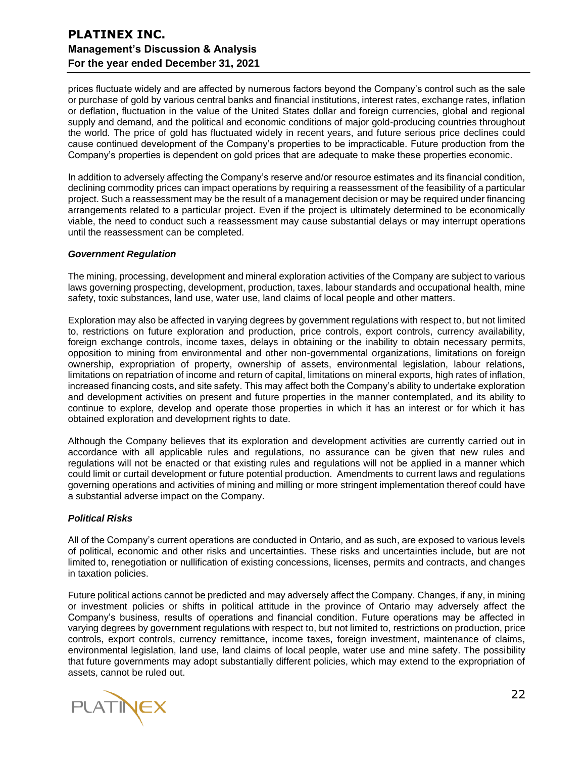prices fluctuate widely and are affected by numerous factors beyond the Company's control such as the sale or purchase of gold by various central banks and financial institutions, interest rates, exchange rates, inflation or deflation, fluctuation in the value of the United States dollar and foreign currencies, global and regional supply and demand, and the political and economic conditions of major gold-producing countries throughout the world. The price of gold has fluctuated widely in recent years, and future serious price declines could cause continued development of the Company's properties to be impracticable. Future production from the Company's properties is dependent on gold prices that are adequate to make these properties economic.

In addition to adversely affecting the Company's reserve and/or resource estimates and its financial condition, declining commodity prices can impact operations by requiring a reassessment of the feasibility of a particular project. Such a reassessment may be the result of a management decision or may be required under financing arrangements related to a particular project. Even if the project is ultimately determined to be economically viable, the need to conduct such a reassessment may cause substantial delays or may interrupt operations until the reassessment can be completed.

***Government Regulation***

The mining, processing, development and mineral exploration activities of the Company are subject to various laws governing prospecting, development, production, taxes, labour standards and occupational health, mine safety, toxic substances, land use, water use, land claims of local people and other matters.

Exploration may also be affected in varying degrees by government regulations with respect to, but not limited to, restrictions on future exploration and production, price controls, export controls, currency availability, foreign exchange controls, income taxes, delays in obtaining or the inability to obtain necessary permits, opposition to mining from environmental and other non-governmental organizations, limitations on foreign ownership, expropriation of property, ownership of assets, environmental legislation, labour relations, limitations on repatriation of income and return of capital, limitations on mineral exports, high rates of inflation, increased financing costs, and site safety. This may affect both the Company's ability to undertake exploration and development activities on present and future properties in the manner contemplated, and its ability to continue to explore, develop and operate those properties in which it has an interest or for which it has obtained exploration and development rights to date.

Although the Company believes that its exploration and development activities are currently carried out in accordance with all applicable rules and regulations, no assurance can be given that new rules and regulations will not be enacted or that existing rules and regulations will not be applied in a manner which could limit or curtail development or future potential production. Amendments to current laws and regulations governing operations and activities of mining and milling or more stringent implementation thereof could have a substantial adverse impact on the Company.

***Political Risks***

All of the Company's current operations are conducted in Ontario, and as such, are exposed to various levels of political, economic and other risks and uncertainties. These risks and uncertainties include, but are not limited to, renegotiation or nullification of existing concessions, licenses, permits and contracts, and changes in taxation policies.

Future political actions cannot be predicted and may adversely affect the Company. Changes, if any, in mining or investment policies or shifts in political attitude in the province of Ontario may adversely affect the Company's business, results of operations and financial condition. Future operations may be affected in varying degrees by government regulations with respect to, but not limited to, restrictions on production, price controls, export controls, currency remittance, income taxes, foreign investment, maintenance of claims, environmental legislation, land use, land claims of local people, water use and mine safety. The possibility that future governments may adopt substantially different policies, which may extend to the expropriation of assets, cannot be ruled out.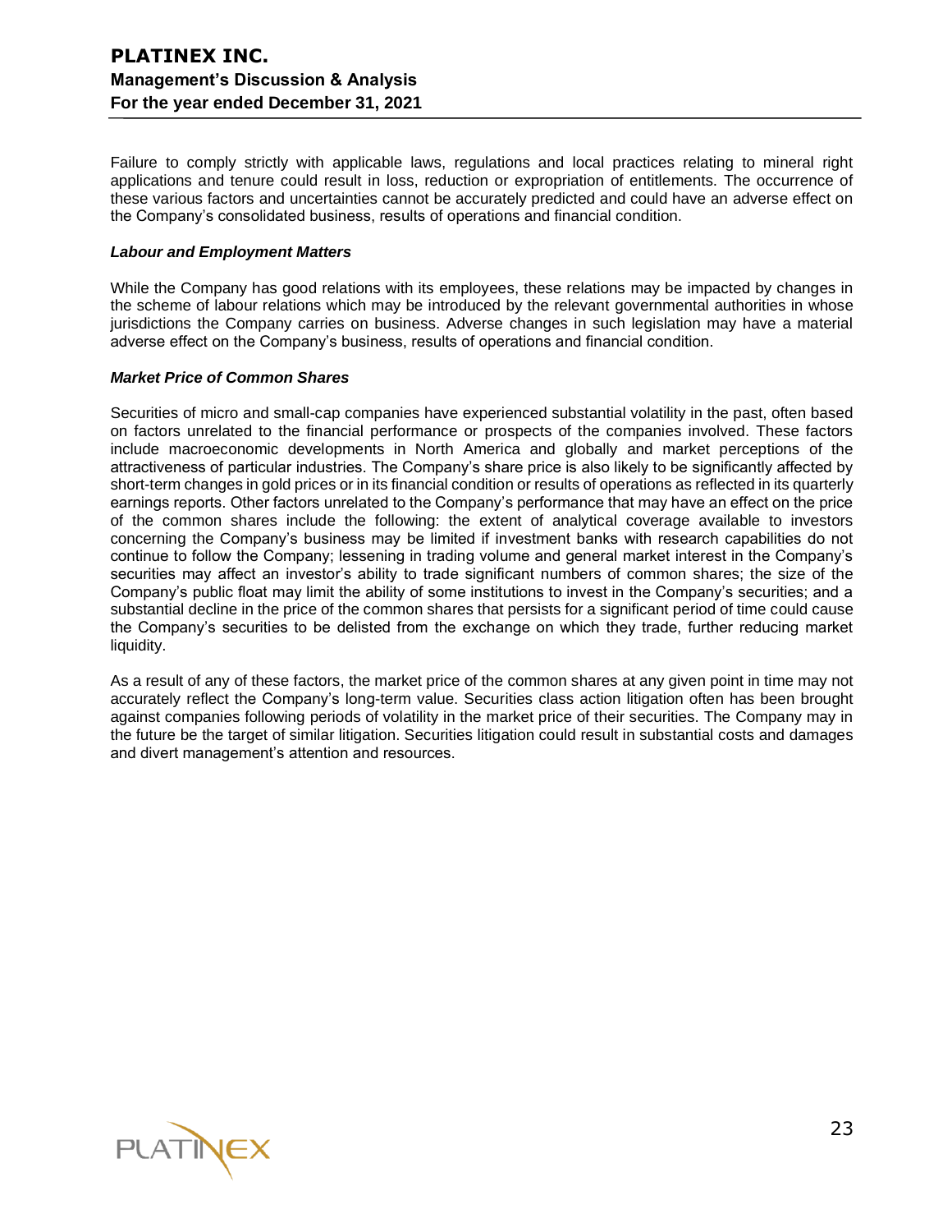Failure to comply strictly with applicable laws, regulations and local practices relating to mineral right applications and tenure could result in loss, reduction or expropriation of entitlements. The occurrence of these various factors and uncertainties cannot be accurately predicted and could have an adverse effect on the Company's consolidated business, results of operations and financial condition.

***Labour and Employment Matters***

While the Company has good relations with its employees, these relations may be impacted by changes in the scheme of labour relations which may be introduced by the relevant governmental authorities in whose jurisdictions the Company carries on business. Adverse changes in such legislation may have a material adverse effect on the Company's business, results of operations and financial condition.

***Market Price of Common Shares***

Securities of micro and small-cap companies have experienced substantial volatility in the past, often based on factors unrelated to the financial performance or prospects of the companies involved. These factors include macroeconomic developments in North America and globally and market perceptions of the attractiveness of particular industries. The Company's share price is also likely to be significantly affected by short-term changes in gold prices or in its financial condition or results of operations as reflected in its quarterly earnings reports. Other factors unrelated to the Company's performance that may have an effect on the price of the common shares include the following: the extent of analytical coverage available to investors concerning the Company's business may be limited if investment banks with research capabilities do not continue to follow the Company; lessening in trading volume and general market interest in the Company's securities may affect an investor's ability to trade significant numbers of common shares; the size of the Company's public float may limit the ability of some institutions to invest in the Company's securities; and a substantial decline in the price of the common shares that persists for a significant period of time could cause the Company's securities to be delisted from the exchange on which they trade, further reducing market liquidity.

As a result of any of these factors, the market price of the common shares at any given point in time may not accurately reflect the Company's long-term value. Securities class action litigation often has been brought against companies following periods of volatility in the market price of their securities. The Company may in the future be the target of similar litigation. Securities litigation could result in substantial costs and damages and divert management's attention and resources.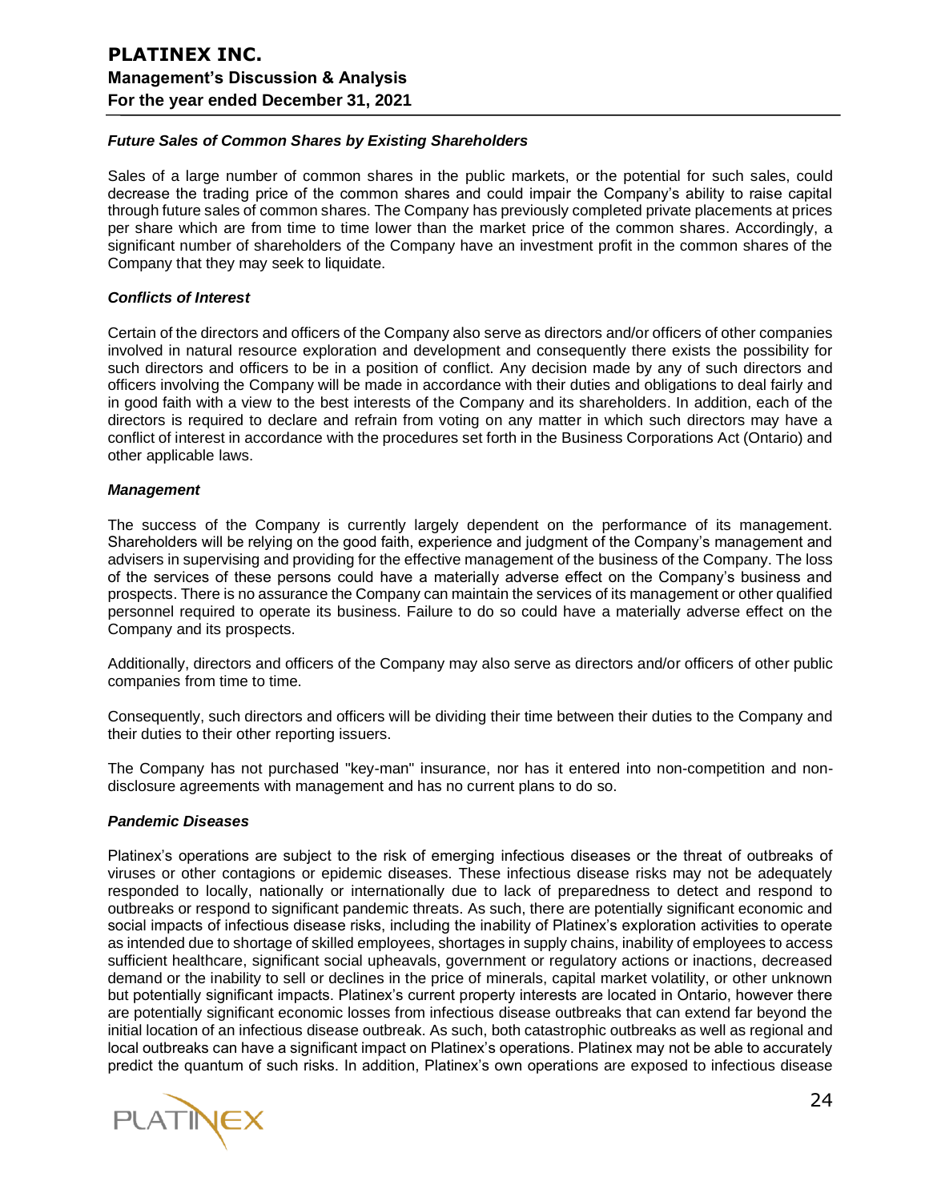### *Future Sales of Common Shares by Existing Shareholders*

Sales of a large number of common shares in the public markets, or the potential for such sales, could decrease the trading price of the common shares and could impair the Company's ability to raise capital through future sales of common shares. The Company has previously completed private placements at prices per share which are from time to time lower than the market price of the common shares. Accordingly, a significant number of shareholders of the Company have an investment profit in the common shares of the Company that they may seek to liquidate.

### *Conflicts of Interest*

Certain of the directors and officers of the Company also serve as directors and/or officers of other companies involved in natural resource exploration and development and consequently there exists the possibility for such directors and officers to be in a position of conflict. Any decision made by any of such directors and officers involving the Company will be made in accordance with their duties and obligations to deal fairly and in good faith with a view to the best interests of the Company and its shareholders. In addition, each of the directors is required to declare and refrain from voting on any matter in which such directors may have a conflict of interest in accordance with the procedures set forth in the Business Corporations Act (Ontario) and other applicable laws.

### *Management*

The success of the Company is currently largely dependent on the performance of its management. Shareholders will be relying on the good faith, experience and judgment of the Company's management and advisers in supervising and providing for the effective management of the business of the Company. The loss of the services of these persons could have a materially adverse effect on the Company's business and prospects. There is no assurance the Company can maintain the services of its management or other qualified personnel required to operate its business. Failure to do so could have a materially adverse effect on the Company and its prospects.

Additionally, directors and officers of the Company may also serve as directors and/or officers of other public companies from time to time.

Consequently, such directors and officers will be dividing their time between their duties to the Company and their duties to their other reporting issuers.

The Company has not purchased "key-man" insurance, nor has it entered into non-competition and non-disclosure agreements with management and has no current plans to do so.

### *Pandemic Diseases*

Platinex's operations are subject to the risk of emerging infectious diseases or the threat of outbreaks of viruses or other contagions or epidemic diseases. These infectious disease risks may not be adequately responded to locally, nationally or internationally due to lack of preparedness to detect and respond to outbreaks or respond to significant pandemic threats. As such, there are potentially significant economic and social impacts of infectious disease risks, including the inability of Platinex's exploration activities to operate as intended due to shortage of skilled employees, shortages in supply chains, inability of employees to access sufficient healthcare, significant social upheavals, government or regulatory actions or inactions, decreased demand or the inability to sell or declines in the price of minerals, capital market volatility, or other unknown but potentially significant impacts. Platinex's current property interests are located in Ontario, however there are potentially significant economic losses from infectious disease outbreaks that can extend far beyond the initial location of an infectious disease outbreak. As such, both catastrophic outbreaks as well as regional and local outbreaks can have a significant impact on Platinex's operations. Platinex may not be able to accurately predict the quantum of such risks. In addition, Platinex's own operations are exposed to infectious disease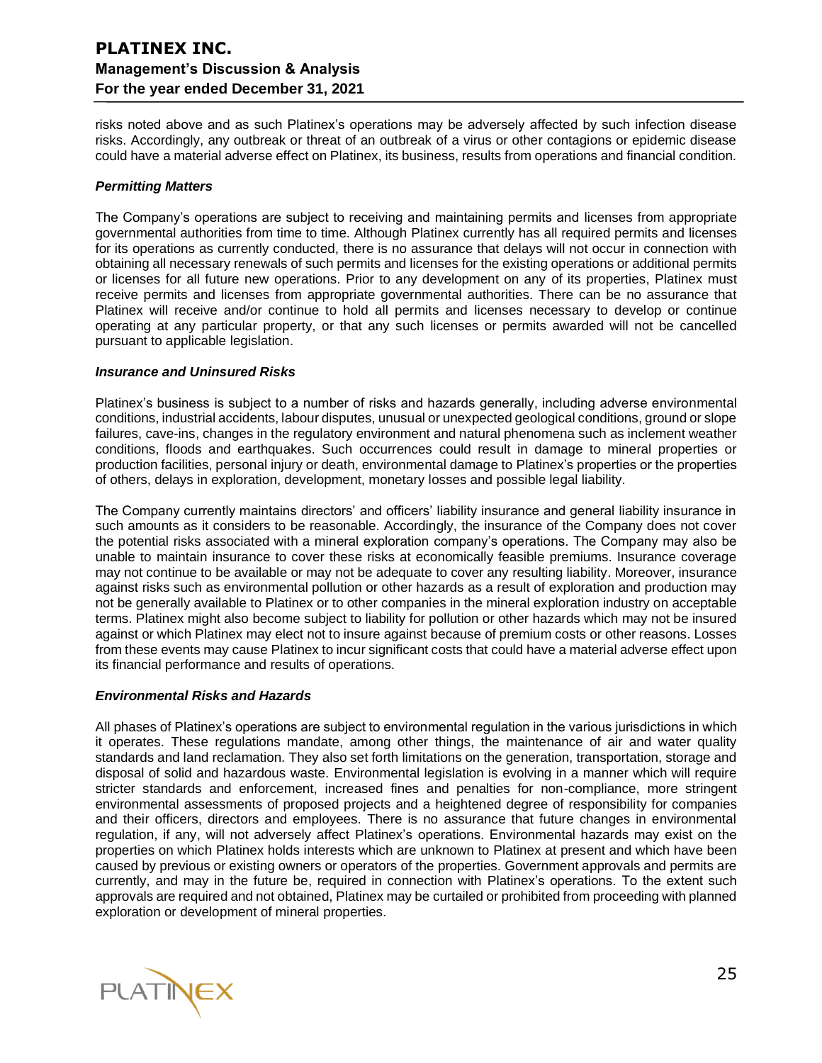risks noted above and as such Platinex's operations may be adversely affected by such infection disease risks. Accordingly, any outbreak or threat of an outbreak of a virus or other contagions or epidemic disease could have a material adverse effect on Platinex, its business, results from operations and financial condition.

***Permitting Matters***

The Company's operations are subject to receiving and maintaining permits and licenses from appropriate governmental authorities from time to time. Although Platinex currently has all required permits and licenses for its operations as currently conducted, there is no assurance that delays will not occur in connection with obtaining all necessary renewals of such permits and licenses for the existing operations or additional permits or licenses for all future new operations. Prior to any development on any of its properties, Platinex must receive permits and licenses from appropriate governmental authorities. There can be no assurance that Platinex will receive and/or continue to hold all permits and licenses necessary to develop or continue operating at any particular property, or that any such licenses or permits awarded will not be cancelled pursuant to applicable legislation.

***Insurance and Uninsured Risks***

Platinex's business is subject to a number of risks and hazards generally, including adverse environmental conditions, industrial accidents, labour disputes, unusual or unexpected geological conditions, ground or slope failures, cave-ins, changes in the regulatory environment and natural phenomena such as inclement weather conditions, floods and earthquakes. Such occurrences could result in damage to mineral properties or production facilities, personal injury or death, environmental damage to Platinex's properties or the properties of others, delays in exploration, development, monetary losses and possible legal liability.

The Company currently maintains directors' and officers' liability insurance and general liability insurance in such amounts as it considers to be reasonable. Accordingly, the insurance of the Company does not cover the potential risks associated with a mineral exploration company's operations. The Company may also be unable to maintain insurance to cover these risks at economically feasible premiums. Insurance coverage may not continue to be available or may not be adequate to cover any resulting liability. Moreover, insurance against risks such as environmental pollution or other hazards as a result of exploration and production may not be generally available to Platinex or to other companies in the mineral exploration industry on acceptable terms. Platinex might also become subject to liability for pollution or other hazards which may not be insured against or which Platinex may elect not to insure against because of premium costs or other reasons. Losses from these events may cause Platinex to incur significant costs that could have a material adverse effect upon its financial performance and results of operations.

***Environmental Risks and Hazards***

All phases of Platinex's operations are subject to environmental regulation in the various jurisdictions in which it operates. These regulations mandate, among other things, the maintenance of air and water quality standards and land reclamation. They also set forth limitations on the generation, transportation, storage and disposal of solid and hazardous waste. Environmental legislation is evolving in a manner which will require stricter standards and enforcement, increased fines and penalties for non-compliance, more stringent environmental assessments of proposed projects and a heightened degree of responsibility for companies and their officers, directors and employees. There is no assurance that future changes in environmental regulation, if any, will not adversely affect Platinex's operations. Environmental hazards may exist on the properties on which Platinex holds interests which are unknown to Platinex at present and which have been caused by previous or existing owners or operators of the properties. Government approvals and permits are currently, and may in the future be, required in connection with Platinex's operations. To the extent such approvals are required and not obtained, Platinex may be curtailed or prohibited from proceeding with planned exploration or development of mineral properties.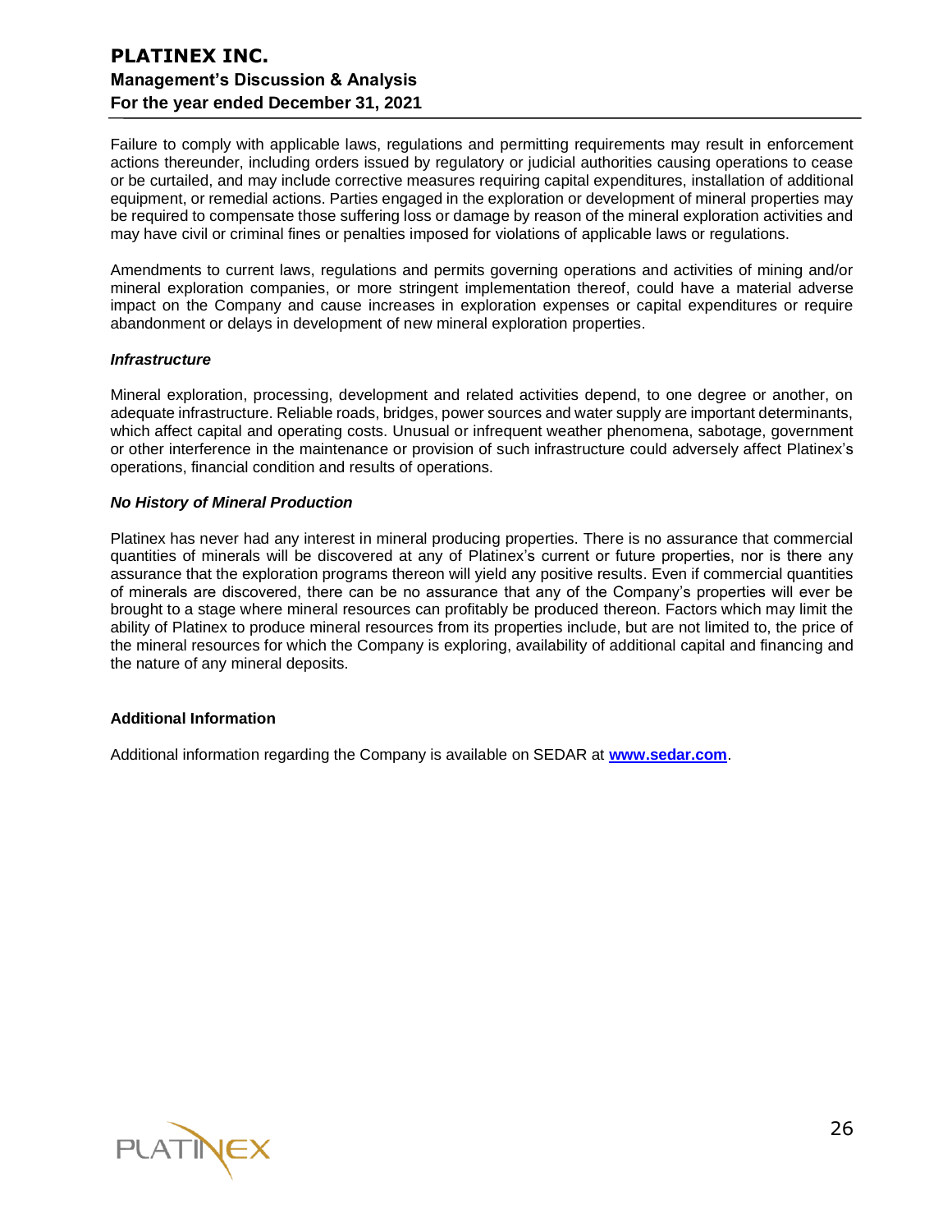Failure to comply with applicable laws, regulations and permitting requirements may result in enforcement actions thereunder, including orders issued by regulatory or judicial authorities causing operations to cease or be curtailed, and may include corrective measures requiring capital expenditures, installation of additional equipment, or remedial actions. Parties engaged in the exploration or development of mineral properties may be required to compensate those suffering loss or damage by reason of the mineral exploration activities and may have civil or criminal fines or penalties imposed for violations of applicable laws or regulations.

Amendments to current laws, regulations and permits governing operations and activities of mining and/or mineral exploration companies, or more stringent implementation thereof, could have a material adverse impact on the Company and cause increases in exploration expenses or capital expenditures or require abandonment or delays in development of new mineral exploration properties.

***Infrastructure***

Mineral exploration, processing, development and related activities depend, to one degree or another, on adequate infrastructure. Reliable roads, bridges, power sources and water supply are important determinants, which affect capital and operating costs. Unusual or infrequent weather phenomena, sabotage, government or other interference in the maintenance or provision of such infrastructure could adversely affect Platinex's operations, financial condition and results of operations.

***No History of Mineral Production***

Platinex has never had any interest in mineral producing properties. There is no assurance that commercial quantities of minerals will be discovered at any of Platinex's current or future properties, nor is there any assurance that the exploration programs thereon will yield any positive results. Even if commercial quantities of minerals are discovered, there can be no assurance that any of the Company's properties will ever be brought to a stage where mineral resources can profitably be produced thereon. Factors which may limit the ability of Platinex to produce mineral resources from its properties include, but are not limited to, the price of the mineral resources for which the Company is exploring, availability of additional capital and financing and the nature of any mineral deposits.

**Additional Information**

Additional information regarding the Company is available on SEDAR at **www.sedar.com**.